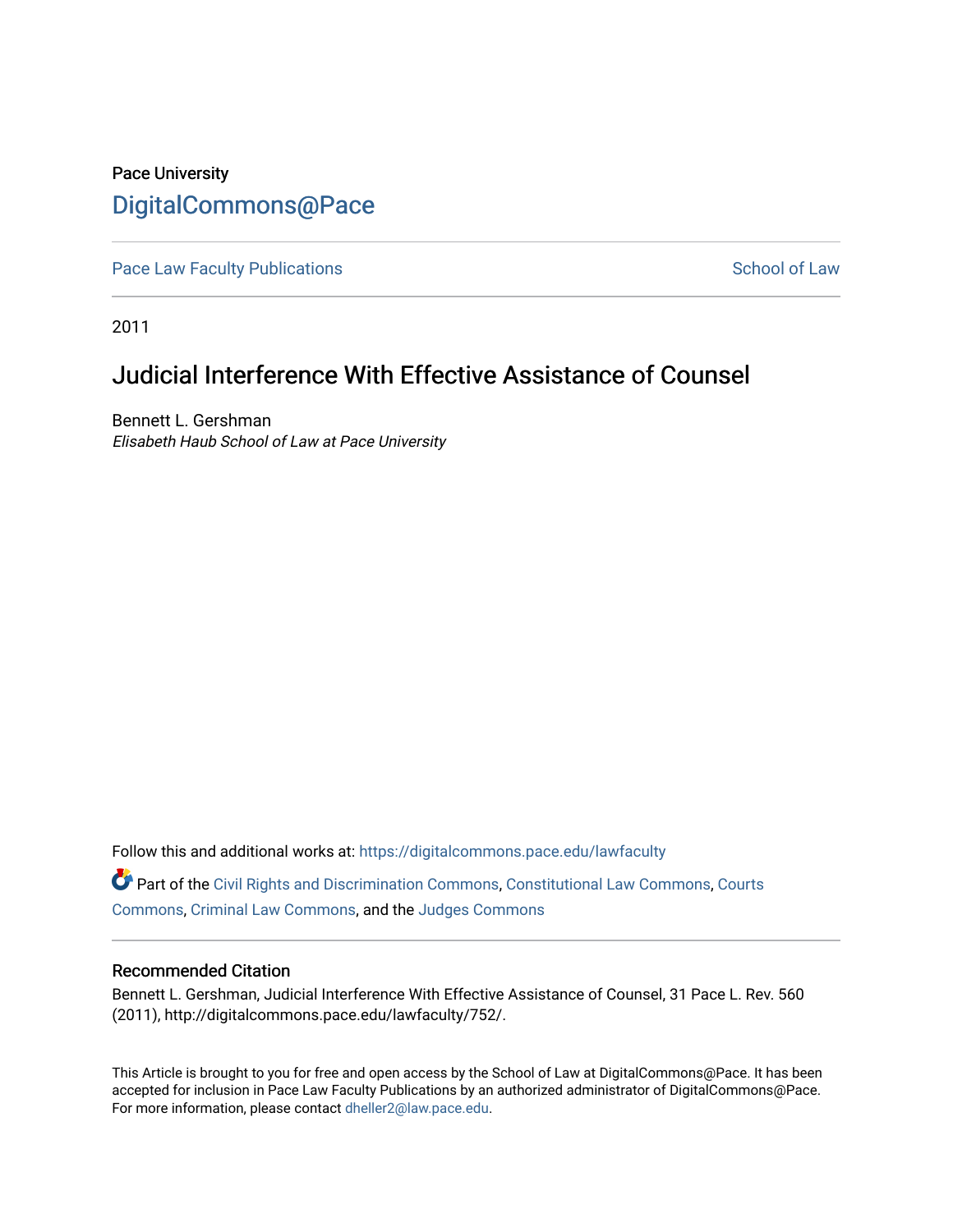Pace University

# DigitalCommons@Pace

Pace Law Faculty Publications | School of Law

2011

## Judicial Interference With Effective Assistance of Counsel

Bennett L. Gershman
*Elisabeth Haub School of Law at Pace University*

Follow this and additional works at: https://digitalcommons.pace.edu/lawfaculty

Part of the Civil Rights and Discrimination Commons, Constitutional Law Commons, Courts Commons, Criminal Law Commons, and the Judges Commons

### Recommended Citation

Bennett L. Gershman, Judicial Interference With Effective Assistance of Counsel, 31 Pace L. Rev. 560 (2011), http://digitalcommons.pace.edu/lawfaculty/752/.

This Article is brought to you for free and open access by the School of Law at DigitalCommons@Pace. It has been accepted for inclusion in Pace Law Faculty Publications by an authorized administrator of DigitalCommons@Pace. For more information, please contact dheller2@law.pace.edu.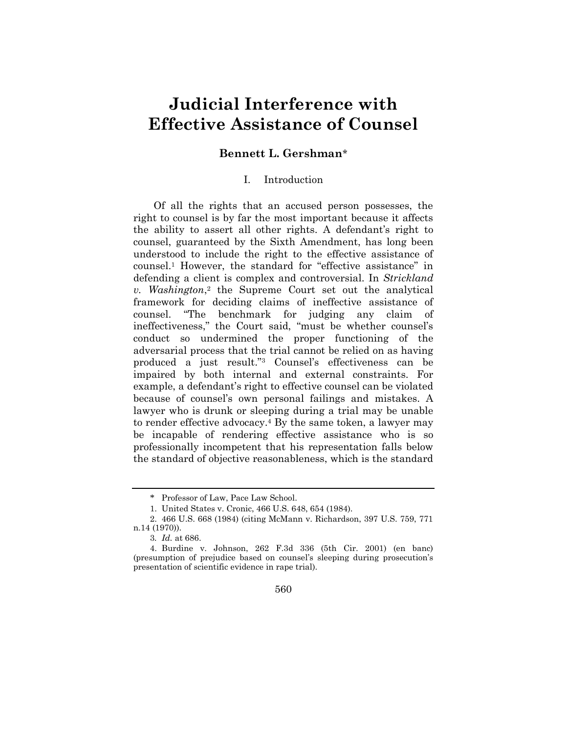# Judicial Interference with Effective Assistance of Counsel

**Bennett L. Gershman***

## I. Introduction

Of all the rights that an accused person possesses, the right to counsel is by far the most important because it affects the ability to assert all other rights. A defendant's right to counsel, guaranteed by the Sixth Amendment, has long been understood to include the right to the effective assistance of counsel.[1] However, the standard for "effective assistance" in defending a client is complex and controversial. In *Strickland v. Washington*,[2] the Supreme Court set out the analytical framework for deciding claims of ineffective assistance of counsel. "The benchmark for judging any claim of ineffectiveness," the Court said, "must be whether counsel's conduct so undermined the proper functioning of the adversarial process that the trial cannot be relied on as having produced a just result."[3] Counsel's effectiveness can be impaired by both internal and external constraints. For example, a defendant's right to effective counsel can be violated because of counsel's own personal failings and mistakes. A lawyer who is drunk or sleeping during a trial may be unable to render effective advocacy.[4] By the same token, a lawyer may be incapable of rendering effective assistance who is so professionally incompetent that his representation falls below the standard of objective reasonableness, which is the standard

---

\* Professor of Law, Pace Law School.

1. United States v. Cronic, 466 U.S. 648, 654 (1984).

2. 466 U.S. 668 (1984) (citing McMann v. Richardson, 397 U.S. 759, 771 n.14 (1970)).

3. *Id.* at 686.

4. Burdine v. Johnson, 262 F.3d 336 (5th Cir. 2001) (en banc) (presumption of prejudice based on counsel's sleeping during prosecution's presentation of scientific evidence in rape trial).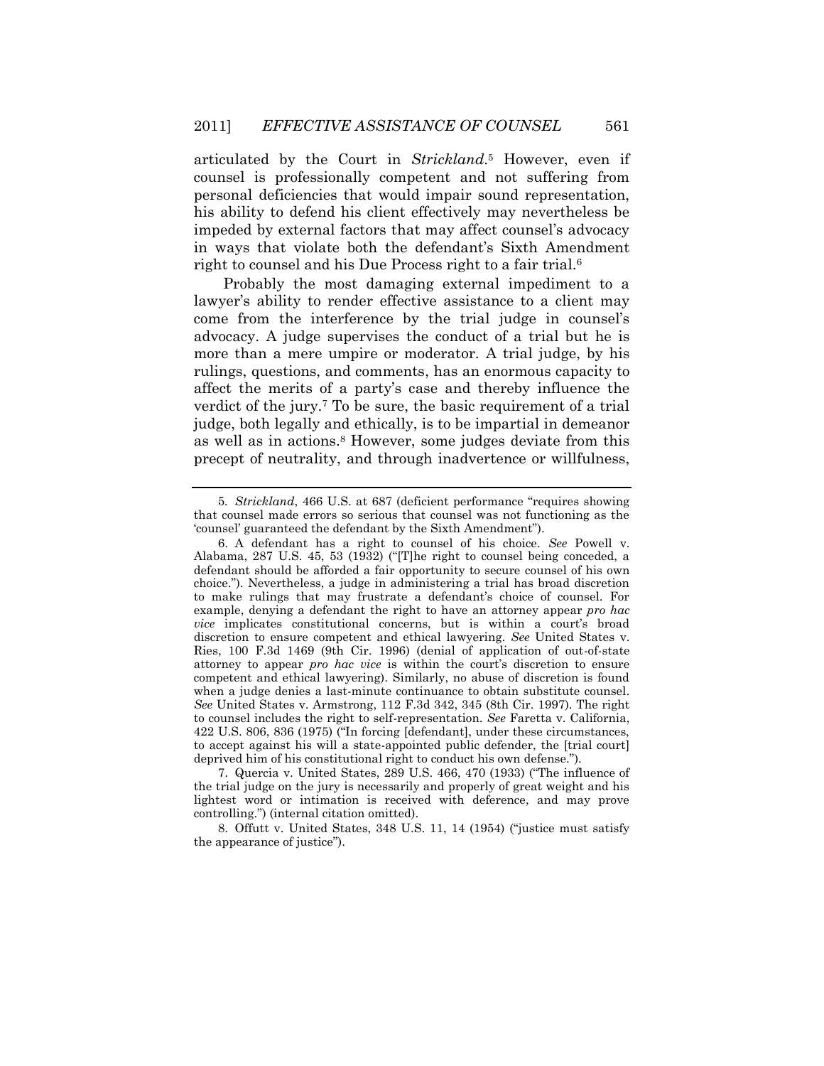articulated by the Court in *Strickland*.[5] However, even if counsel is professionally competent and not suffering from personal deficiencies that would impair sound representation, his ability to defend his client effectively may nevertheless be impeded by external factors that may affect counsel's advocacy in ways that violate both the defendant's Sixth Amendment right to counsel and his Due Process right to a fair trial.[6]

Probably the most damaging external impediment to a lawyer's ability to render effective assistance to a client may come from the interference by the trial judge in counsel's advocacy. A judge supervises the conduct of a trial but he is more than a mere umpire or moderator. A trial judge, by his rulings, questions, and comments, has an enormous capacity to affect the merits of a party's case and thereby influence the verdict of the jury.[7] To be sure, the basic requirement of a trial judge, both legally and ethically, is to be impartial in demeanor as well as in actions.[8] However, some judges deviate from this precept of neutrality, and through inadvertence or willfulness,

---

5. *Strickland*, 466 U.S. at 687 (deficient performance "requires showing that counsel made errors so serious that counsel was not functioning as the 'counsel' guaranteed the defendant by the Sixth Amendment").

6. A defendant has a right to counsel of his choice. *See* Powell v. Alabama, 287 U.S. 45, 53 (1932) ("[T]he right to counsel being conceded, a defendant should be afforded a fair opportunity to secure counsel of his own choice."). Nevertheless, a judge in administering a trial has broad discretion to make rulings that may frustrate a defendant's choice of counsel. For example, denying a defendant the right to have an attorney appear *pro hac vice* implicates constitutional concerns, but is within a court's broad discretion to ensure competent and ethical lawyering. *See* United States v. Ries, 100 F.3d 1469 (9th Cir. 1996) (denial of application of out-of-state attorney to appear *pro hac vice* is within the court's discretion to ensure competent and ethical lawyering). Similarly, no abuse of discretion is found when a judge denies a last-minute continuance to obtain substitute counsel. *See* United States v. Armstrong, 112 F.3d 342, 345 (8th Cir. 1997). The right to counsel includes the right to self-representation. *See* Faretta v. California, 422 U.S. 806, 836 (1975) ("In forcing [defendant], under these circumstances, to accept against his will a state-appointed public defender, the [trial court] deprived him of his constitutional right to conduct his own defense.").

7. Quercia v. United States, 289 U.S. 466, 470 (1933) ("The influence of the trial judge on the jury is necessarily and properly of great weight and his lightest word or intimation is received with deference, and may prove controlling.") (internal citation omitted).

8. Offutt v. United States, 348 U.S. 11, 14 (1954) ("justice must satisfy the appearance of justice").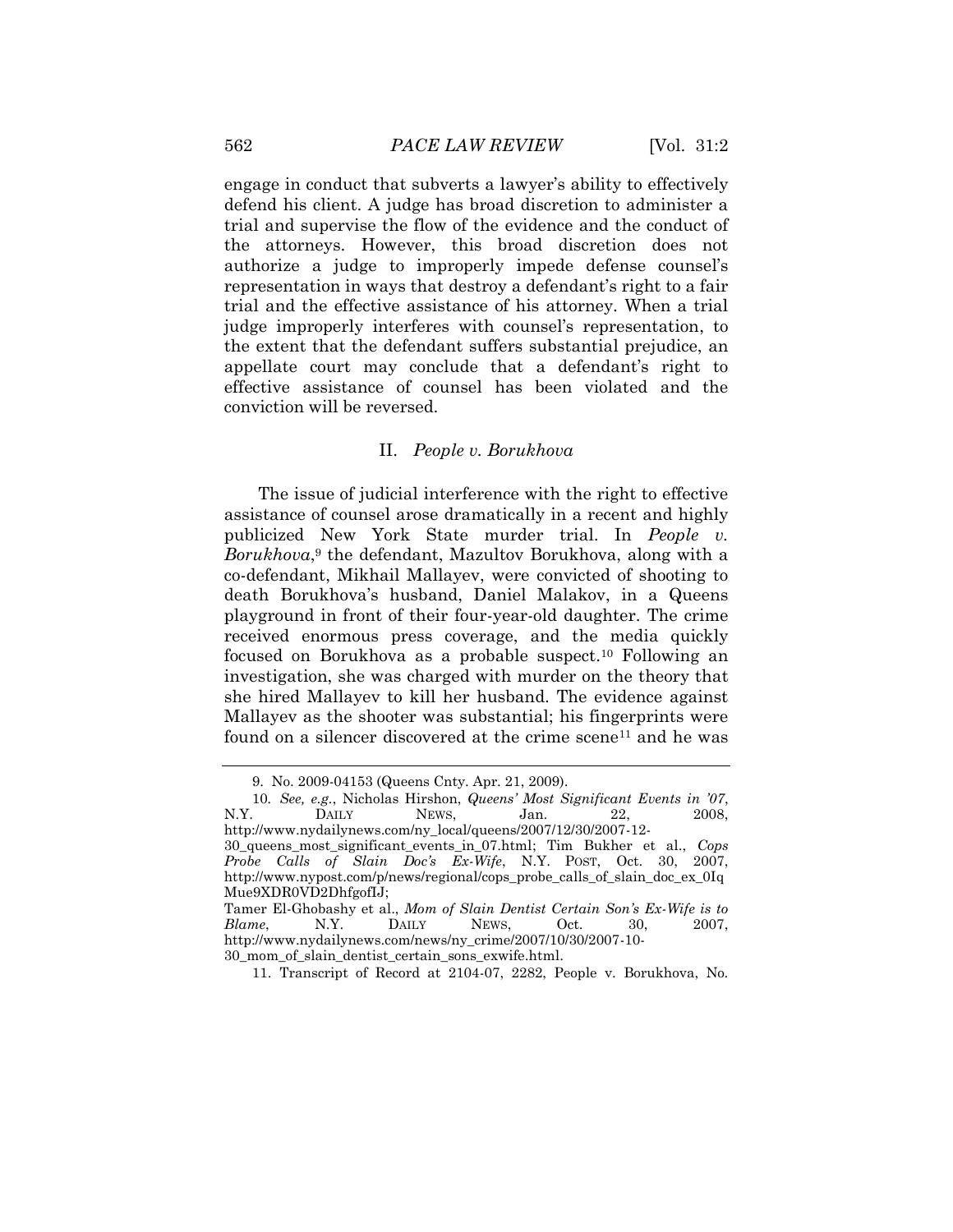engage in conduct that subverts a lawyer's ability to effectively defend his client. A judge has broad discretion to administer a trial and supervise the flow of the evidence and the conduct of the attorneys. However, this broad discretion does not authorize a judge to improperly impede defense counsel's representation in ways that destroy a defendant's right to a fair trial and the effective assistance of his attorney. When a trial judge improperly interferes with counsel's representation, to the extent that the defendant suffers substantial prejudice, an appellate court may conclude that a defendant's right to effective assistance of counsel has been violated and the conviction will be reversed.

## II. *People v. Borukhova*

The issue of judicial interference with the right to effective assistance of counsel arose dramatically in a recent and highly publicized New York State murder trial. In *People v. Borukhova*,[9] the defendant, Mazultov Borukhova, along with a co-defendant, Mikhail Mallayev, were convicted of shooting to death Borukhova's husband, Daniel Malakov, in a Queens playground in front of their four-year-old daughter. The crime received enormous press coverage, and the media quickly focused on Borukhova as a probable suspect.[10] Following an investigation, she was charged with murder on the theory that she hired Mallayev to kill her husband. The evidence against Mallayev as the shooter was substantial; his fingerprints were found on a silencer discovered at the crime scene[11] and he was

---

9. No. 2009-04153 (Queens Cnty. Apr. 21, 2009).

10. *See, e.g.*, Nicholas Hirshon, *Queens' Most Significant Events in '07*, N.Y. DAILY NEWS, Jan. 22, 2008, http://www.nydailynews.com/ny_local/queens/2007/12/30/2007-12-30_queens_most_significant_events_in_07.html; Tim Bukher et al., *Cops Probe Calls of Slain Doc's Ex-Wife*, N.Y. POST, Oct. 30, 2007, http://www.nypost.com/p/news/regional/cops_probe_calls_of_slain_doc_ex_0IqMue9XDR0VD2DhfgofIJ;
Tamer El-Ghobashy et al., *Mom of Slain Dentist Certain Son's Ex-Wife is to Blame*, N.Y. DAILY NEWS, Oct. 30, 2007, http://www.nydailynews.com/news/ny_crime/2007/10/30/2007-10-30_mom_of_slain_dentist_certain_sons_exwife.html.

11. Transcript of Record at 2104-07, 2282, People v. Borukhova, No.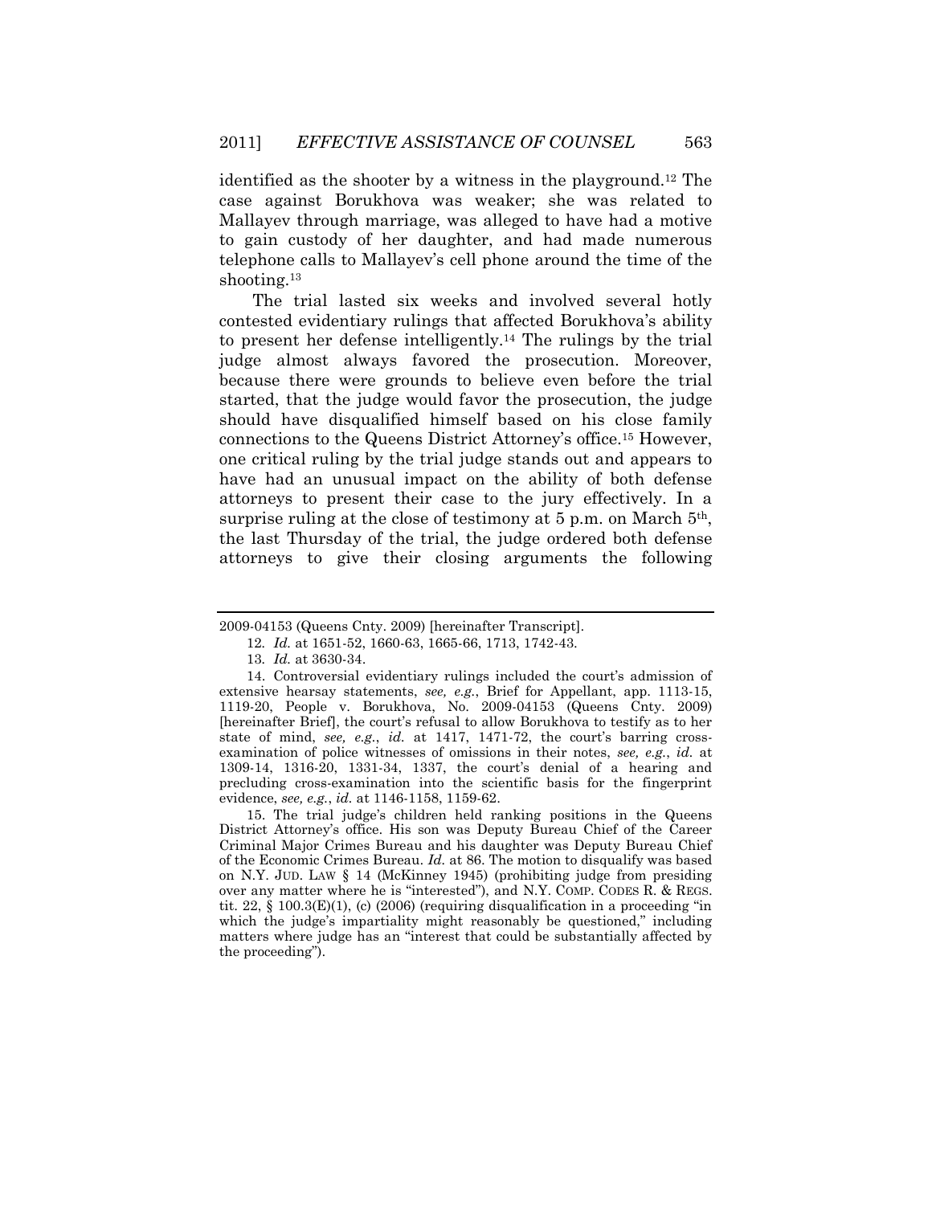identified as the shooter by a witness in the playground.[12] The case against Borukhova was weaker; she was related to Mallayev through marriage, was alleged to have had a motive to gain custody of her daughter, and had made numerous telephone calls to Mallayev's cell phone around the time of the shooting.[13]

The trial lasted six weeks and involved several hotly contested evidentiary rulings that affected Borukhova's ability to present her defense intelligently.[14] The rulings by the trial judge almost always favored the prosecution. Moreover, because there were grounds to believe even before the trial started, that the judge would favor the prosecution, the judge should have disqualified himself based on his close family connections to the Queens District Attorney's office.[15] However, one critical ruling by the trial judge stands out and appears to have had an unusual impact on the ability of both defense attorneys to present their case to the jury effectively. In a surprise ruling at the close of testimony at 5 p.m. on March 5th, the last Thursday of the trial, the judge ordered both defense attorneys to give their closing arguments the following

---

2009-04153 (Queens Cnty. 2009) [hereinafter Transcript].

12. *Id.* at 1651-52, 1660-63, 1665-66, 1713, 1742-43.

13. *Id.* at 3630-34.

14. Controversial evidentiary rulings included the court's admission of extensive hearsay statements, *see, e.g.*, Brief for Appellant, app. 1113-15, 1119-20, People v. Borukhova, No. 2009-04153 (Queens Cnty. 2009) [hereinafter Brief], the court's refusal to allow Borukhova to testify as to her state of mind, *see, e.g.*, *id.* at 1417, 1471-72, the court's barring cross-examination of police witnesses of omissions in their notes, *see, e.g.*, *id.* at 1309-14, 1316-20, 1331-34, 1337, the court's denial of a hearing and precluding cross-examination into the scientific basis for the fingerprint evidence, *see, e.g.*, *id.* at 1146-1158, 1159-62.

15. The trial judge's children held ranking positions in the Queens District Attorney's office. His son was Deputy Bureau Chief of the Career Criminal Major Crimes Bureau and his daughter was Deputy Bureau Chief of the Economic Crimes Bureau. *Id.* at 86. The motion to disqualify was based on N.Y. JUD. LAW § 14 (McKinney 1945) (prohibiting judge from presiding over any matter where he is "interested"), and N.Y. COMP. CODES R. & REGS. tit. 22, § 100.3(E)(1), (c) (2006) (requiring disqualification in a proceeding "in which the judge's impartiality might reasonably be questioned," including matters where judge has an "interest that could be substantially affected by the proceeding").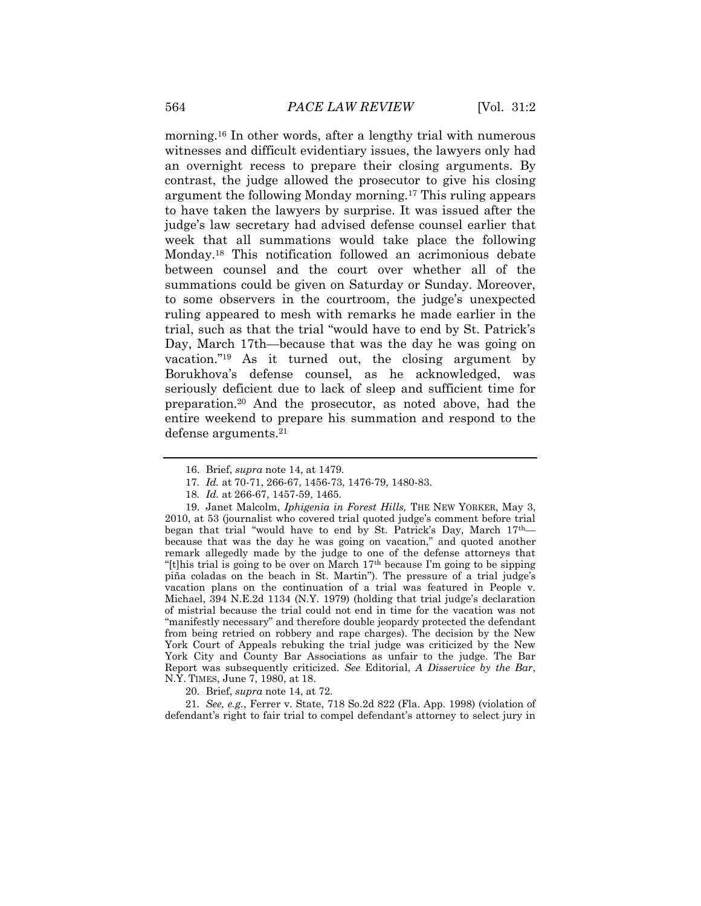morning.[16] In other words, after a lengthy trial with numerous witnesses and difficult evidentiary issues, the lawyers only had an overnight recess to prepare their closing arguments. By contrast, the judge allowed the prosecutor to give his closing argument the following Monday morning.[17] This ruling appears to have taken the lawyers by surprise. It was issued after the judge's law secretary had advised defense counsel earlier that week that all summations would take place the following Monday.[18] This notification followed an acrimonious debate between counsel and the court over whether all of the summations could be given on Saturday or Sunday. Moreover, to some observers in the courtroom, the judge's unexpected ruling appeared to mesh with remarks he made earlier in the trial, such as that the trial "would have to end by St. Patrick's Day, March 17th—because that was the day he was going on vacation."[19] As it turned out, the closing argument by Borukhova's defense counsel, as he acknowledged, was seriously deficient due to lack of sleep and sufficient time for preparation.[20] And the prosecutor, as noted above, had the entire weekend to prepare his summation and respond to the defense arguments.[21]

---

16. Brief, *supra* note 14, at 1479.

17. *Id.* at 70-71, 266-67, 1456-73, 1476-79, 1480-83.

18. *Id.* at 266-67, 1457-59, 1465.

19. Janet Malcolm, *Iphigenia in Forest Hills,* THE NEW YORKER, May 3, 2010, at 53 (journalist who covered trial quoted judge's comment before trial began that trial "would have to end by St. Patrick's Day, March 17th—because that was the day he was going on vacation," and quoted another remark allegedly made by the judge to one of the defense attorneys that "[t]his trial is going to be over on March 17th because I'm going to be sipping piña coladas on the beach in St. Martin"). The pressure of a trial judge's vacation plans on the continuation of a trial was featured in People v. Michael, 394 N.E.2d 1134 (N.Y. 1979) (holding that trial judge's declaration of mistrial because the trial could not end in time for the vacation was not "manifestly necessary" and therefore double jeopardy protected the defendant from being retried on robbery and rape charges). The decision by the New York Court of Appeals rebuking the trial judge was criticized by the New York City and County Bar Associations as unfair to the judge. The Bar Report was subsequently criticized. *See* Editorial, *A Disservice by the Bar*, N.Y. TIMES, June 7, 1980, at 18.

20. Brief, *supra* note 14, at 72.

21. *See, e.g.*, Ferrer v. State, 718 So.2d 822 (Fla. App. 1998) (violation of defendant's right to fair trial to compel defendant's attorney to select jury in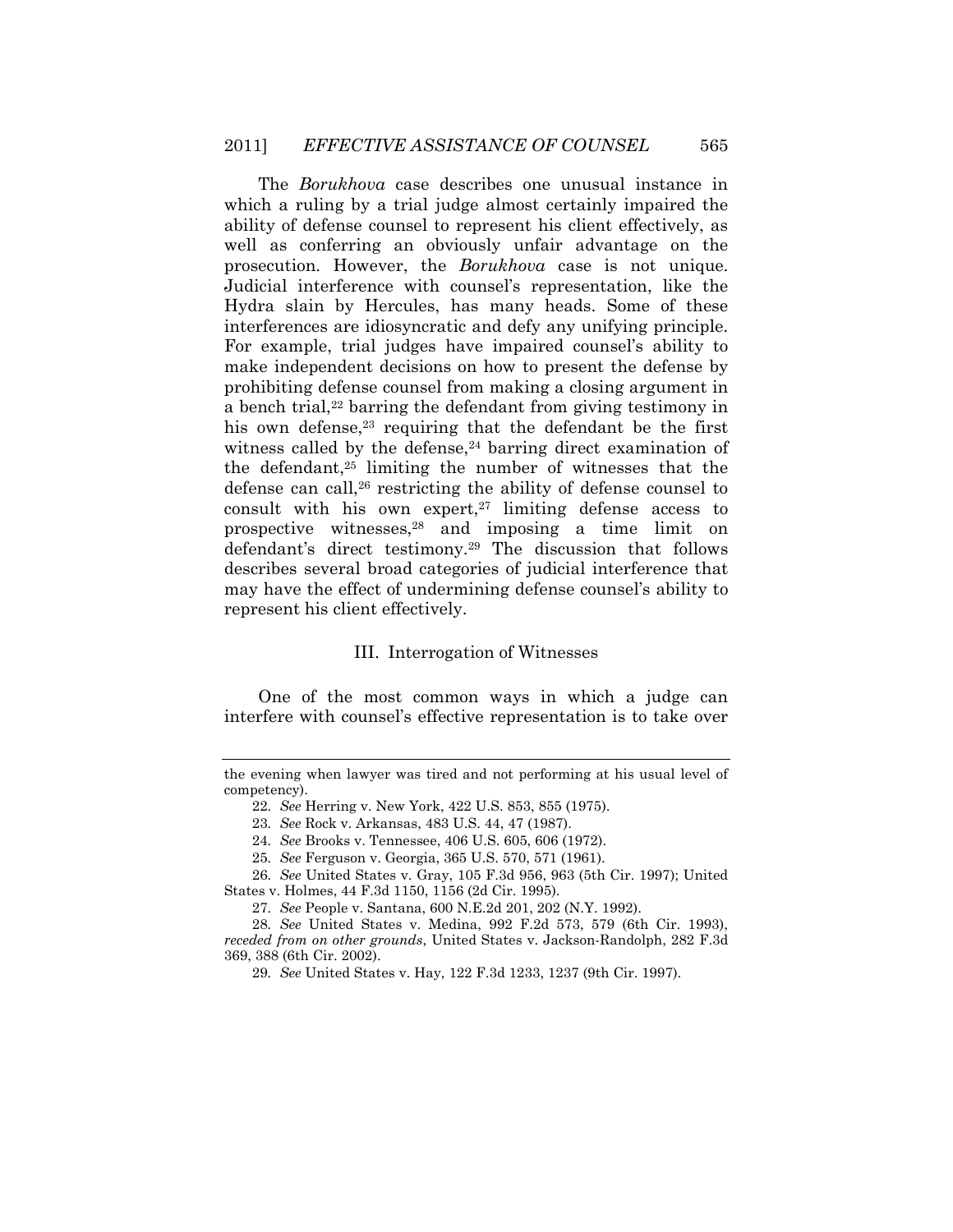The *Borukhova* case describes one unusual instance in which a ruling by a trial judge almost certainly impaired the ability of defense counsel to represent his client effectively, as well as conferring an obviously unfair advantage on the prosecution. However, the *Borukhova* case is not unique. Judicial interference with counsel's representation, like the Hydra slain by Hercules, has many heads. Some of these interferences are idiosyncratic and defy any unifying principle. For example, trial judges have impaired counsel's ability to make independent decisions on how to present the defense by prohibiting defense counsel from making a closing argument in a bench trial,[22] barring the defendant from giving testimony in his own defense,[23] requiring that the defendant be the first witness called by the defense,[24] barring direct examination of the defendant,[25] limiting the number of witnesses that the defense can call,[26] restricting the ability of defense counsel to consult with his own expert,[27] limiting defense access to prospective witnesses,[28] and imposing a time limit on defendant's direct testimony.[29] The discussion that follows describes several broad categories of judicial interference that may have the effect of undermining defense counsel's ability to represent his client effectively.

## III. Interrogation of Witnesses

One of the most common ways in which a judge can interfere with counsel's effective representation is to take over

---

the evening when lawyer was tired and not performing at his usual level of competency).

22. *See* Herring v. New York, 422 U.S. 853, 855 (1975).

23. *See* Rock v. Arkansas, 483 U.S. 44, 47 (1987).

24. *See* Brooks v. Tennessee, 406 U.S. 605, 606 (1972).

25. *See* Ferguson v. Georgia, 365 U.S. 570, 571 (1961).

26. *See* United States v. Gray, 105 F.3d 956, 963 (5th Cir. 1997); United States v. Holmes, 44 F.3d 1150, 1156 (2d Cir. 1995).

27. *See* People v. Santana, 600 N.E.2d 201, 202 (N.Y. 1992).

28. *See* United States v. Medina, 992 F.2d 573, 579 (6th Cir. 1993), *receded from on other grounds*, United States v. Jackson-Randolph, 282 F.3d 369, 388 (6th Cir. 2002).

29. *See* United States v. Hay, 122 F.3d 1233, 1237 (9th Cir. 1997).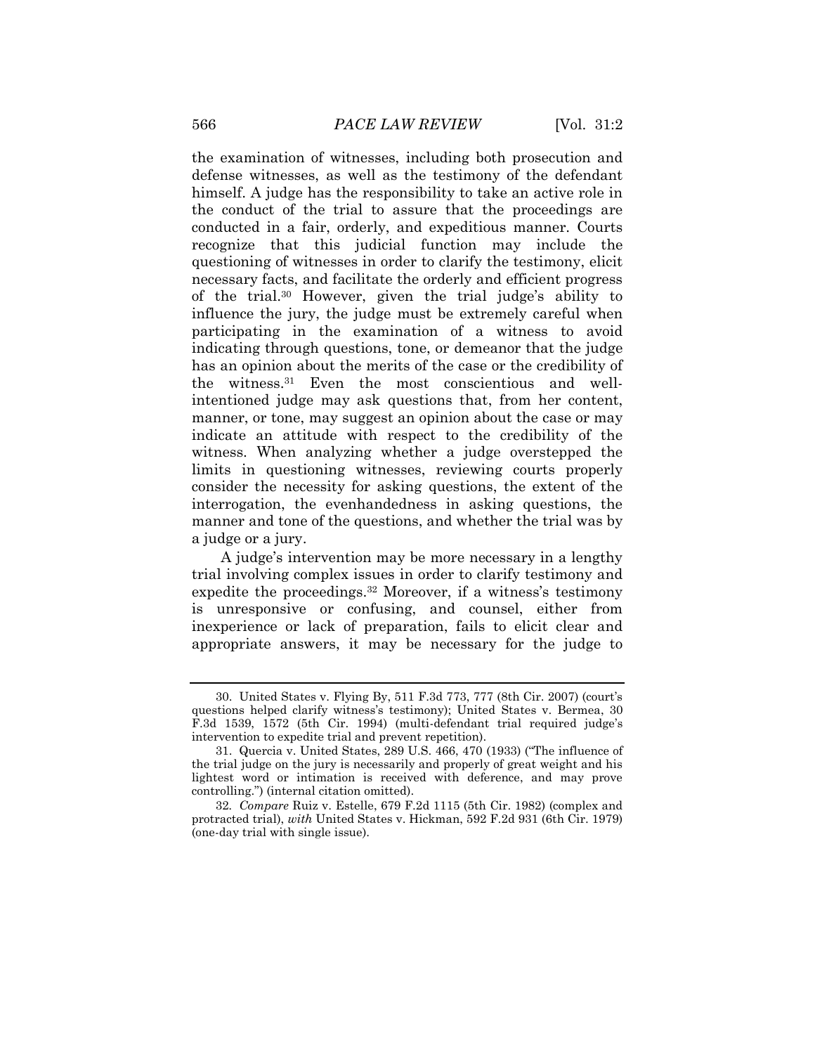the examination of witnesses, including both prosecution and defense witnesses, as well as the testimony of the defendant himself. A judge has the responsibility to take an active role in the conduct of the trial to assure that the proceedings are conducted in a fair, orderly, and expeditious manner. Courts recognize that this judicial function may include the questioning of witnesses in order to clarify the testimony, elicit necessary facts, and facilitate the orderly and efficient progress of the trial.[30] However, given the trial judge's ability to influence the jury, the judge must be extremely careful when participating in the examination of a witness to avoid indicating through questions, tone, or demeanor that the judge has an opinion about the merits of the case or the credibility of the witness.[31] Even the most conscientious and well-intentioned judge may ask questions that, from her content, manner, or tone, may suggest an opinion about the case or may indicate an attitude with respect to the credibility of the witness. When analyzing whether a judge overstepped the limits in questioning witnesses, reviewing courts properly consider the necessity for asking questions, the extent of the interrogation, the evenhandedness in asking questions, the manner and tone of the questions, and whether the trial was by a judge or a jury.

A judge's intervention may be more necessary in a lengthy trial involving complex issues in order to clarify testimony and expedite the proceedings.[32] Moreover, if a witness's testimony is unresponsive or confusing, and counsel, either from inexperience or lack of preparation, fails to elicit clear and appropriate answers, it may be necessary for the judge to

---

30. United States v. Flying By, 511 F.3d 773, 777 (8th Cir. 2007) (court's questions helped clarify witness's testimony); United States v. Bermea, 30 F.3d 1539, 1572 (5th Cir. 1994) (multi-defendant trial required judge's intervention to expedite trial and prevent repetition).

31. Quercia v. United States, 289 U.S. 466, 470 (1933) ("The influence of the trial judge on the jury is necessarily and properly of great weight and his lightest word or intimation is received with deference, and may prove controlling.") (internal citation omitted).

32. *Compare* Ruiz v. Estelle, 679 F.2d 1115 (5th Cir. 1982) (complex and protracted trial), *with* United States v. Hickman, 592 F.2d 931 (6th Cir. 1979) (one-day trial with single issue).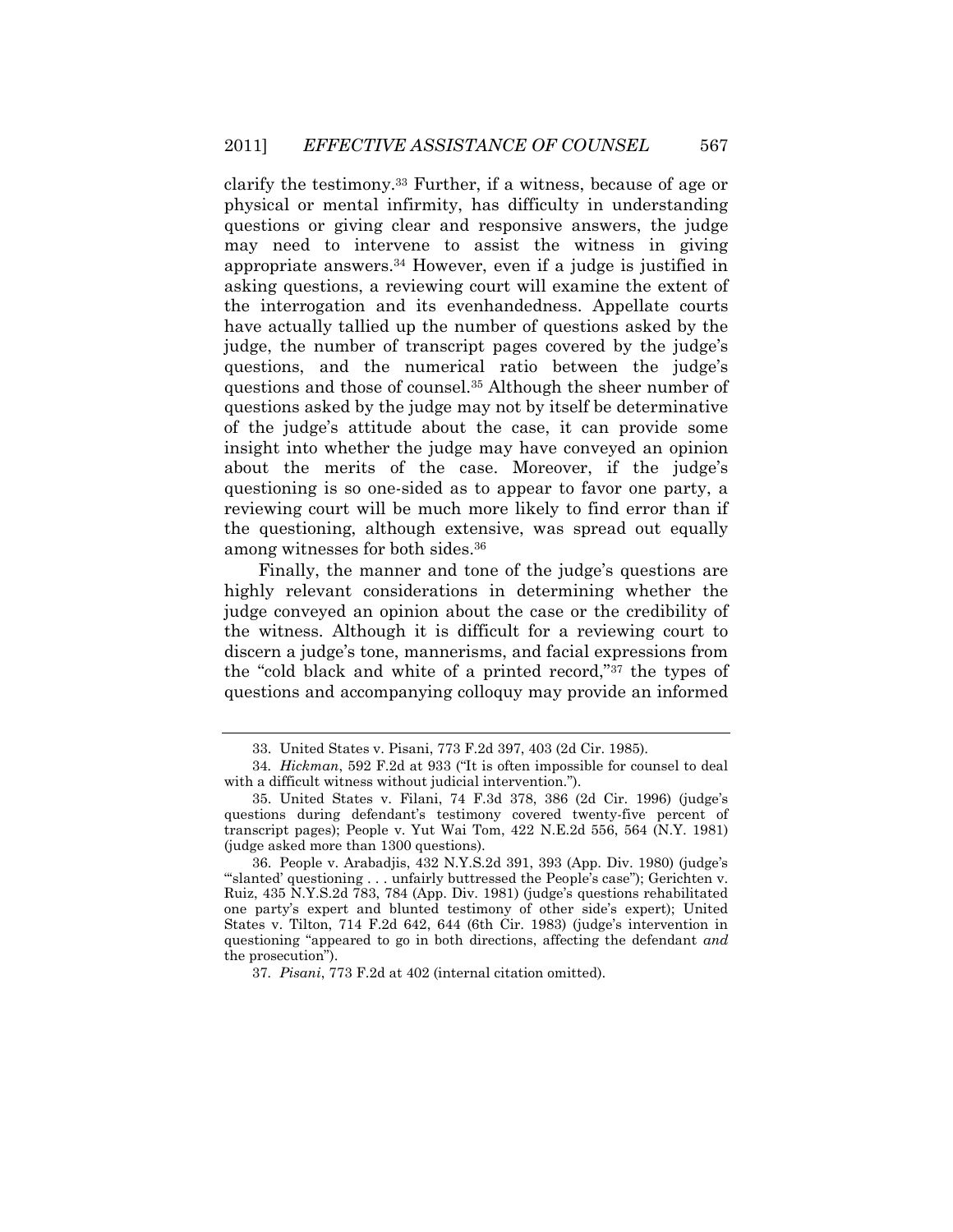clarify the testimony.[33] Further, if a witness, because of age or physical or mental infirmity, has difficulty in understanding questions or giving clear and responsive answers, the judge may need to intervene to assist the witness in giving appropriate answers.[34] However, even if a judge is justified in asking questions, a reviewing court will examine the extent of the interrogation and its evenhandedness. Appellate courts have actually tallied up the number of questions asked by the judge, the number of transcript pages covered by the judge's questions, and the numerical ratio between the judge's questions and those of counsel.[35] Although the sheer number of questions asked by the judge may not by itself be determinative of the judge's attitude about the case, it can provide some insight into whether the judge may have conveyed an opinion about the merits of the case. Moreover, if the judge's questioning is so one-sided as to appear to favor one party, a reviewing court will be much more likely to find error than if the questioning, although extensive, was spread out equally among witnesses for both sides.[36]

Finally, the manner and tone of the judge's questions are highly relevant considerations in determining whether the judge conveyed an opinion about the case or the credibility of the witness. Although it is difficult for a reviewing court to discern a judge's tone, mannerisms, and facial expressions from the "cold black and white of a printed record,"[37] the types of questions and accompanying colloquy may provide an informed

---

33. United States v. Pisani, 773 F.2d 397, 403 (2d Cir. 1985).

34. *Hickman*, 592 F.2d at 933 ("It is often impossible for counsel to deal with a difficult witness without judicial intervention.").

35. United States v. Filani, 74 F.3d 378, 386 (2d Cir. 1996) (judge's questions during defendant's testimony covered twenty-five percent of transcript pages); People v. Yut Wai Tom, 422 N.E.2d 556, 564 (N.Y. 1981) (judge asked more than 1300 questions).

36. People v. Arabadjis, 432 N.Y.S.2d 391, 393 (App. Div. 1980) (judge's "'slanted' questioning . . . unfairly buttressed the People's case"); Gerichten v. Ruiz, 435 N.Y.S.2d 783, 784 (App. Div. 1981) (judge's questions rehabilitated one party's expert and blunted testimony of other side's expert); United States v. Tilton, 714 F.2d 642, 644 (6th Cir. 1983) (judge's intervention in questioning "appeared to go in both directions, affecting the defendant *and* the prosecution").

37. *Pisani*, 773 F.2d at 402 (internal citation omitted).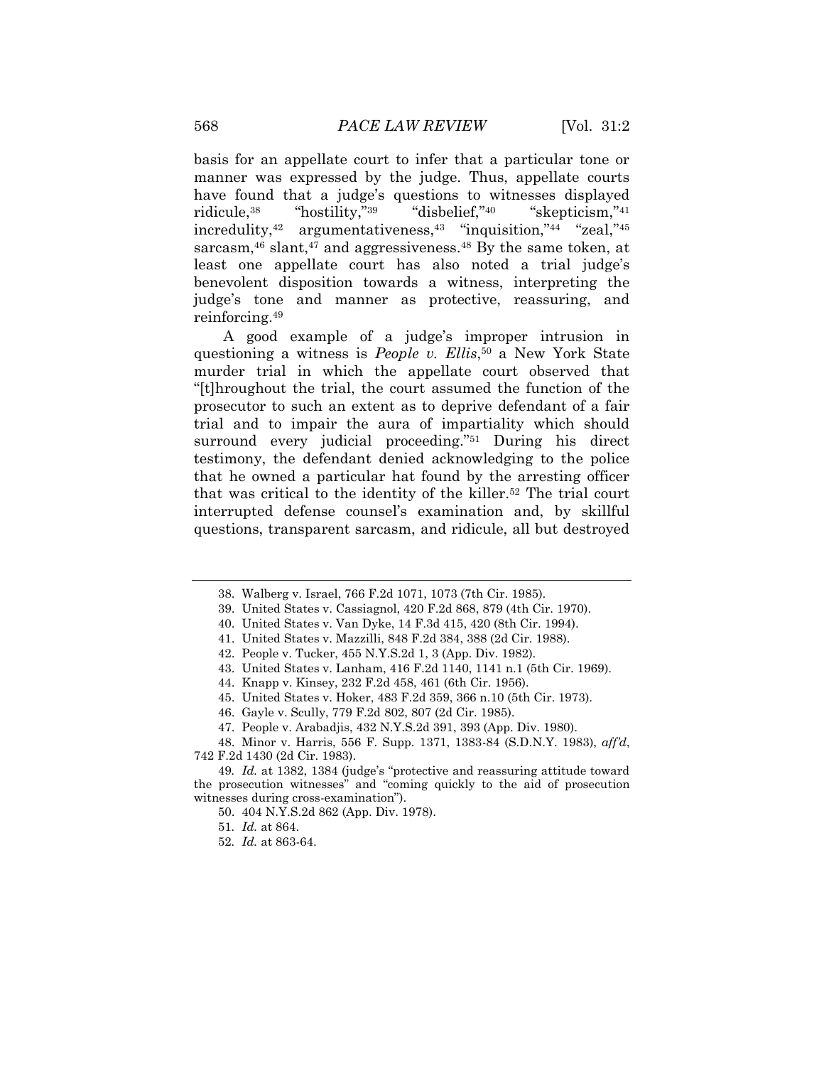basis for an appellate court to infer that a particular tone or manner was expressed by the judge. Thus, appellate courts have found that a judge's questions to witnesses displayed ridicule,[38] "hostility,"[39] "disbelief,"[40] "skepticism,"[41] incredulity,[42] argumentativeness,[43] "inquisition,"[44] "zeal,"[45] sarcasm,[46] slant,[47] and aggressiveness.[48] By the same token, at least one appellate court has also noted a trial judge's benevolent disposition towards a witness, interpreting the judge's tone and manner as protective, reassuring, and reinforcing.[49]

A good example of a judge's improper intrusion in questioning a witness is *People v. Ellis*,[50] a New York State murder trial in which the appellate court observed that "[t]hroughout the trial, the court assumed the function of the prosecutor to such an extent as to deprive defendant of a fair trial and to impair the aura of impartiality which should surround every judicial proceeding."[51] During his direct testimony, the defendant denied acknowledging to the police that he owned a particular hat found by the arresting officer that was critical to the identity of the killer.[52] The trial court interrupted defense counsel's examination and, by skillful questions, transparent sarcasm, and ridicule, all but destroyed

---

38. Walberg v. Israel, 766 F.2d 1071, 1073 (7th Cir. 1985).

39. United States v. Cassiagnol, 420 F.2d 868, 879 (4th Cir. 1970).

40. United States v. Van Dyke, 14 F.3d 415, 420 (8th Cir. 1994).

41. United States v. Mazzilli, 848 F.2d 384, 388 (2d Cir. 1988).

42. People v. Tucker, 455 N.Y.S.2d 1, 3 (App. Div. 1982).

43. United States v. Lanham, 416 F.2d 1140, 1141 n.1 (5th Cir. 1969).

44. Knapp v. Kinsey, 232 F.2d 458, 461 (6th Cir. 1956).

45. United States v. Hoker, 483 F.2d 359, 366 n.10 (5th Cir. 1973).

46. Gayle v. Scully, 779 F.2d 802, 807 (2d Cir. 1985).

47. People v. Arabadjis, 432 N.Y.S.2d 391, 393 (App. Div. 1980).

48. Minor v. Harris, 556 F. Supp. 1371, 1383-84 (S.D.N.Y. 1983), *aff'd*, 742 F.2d 1430 (2d Cir. 1983).

49. *Id.* at 1382, 1384 (judge's "protective and reassuring attitude toward the prosecution witnesses" and "coming quickly to the aid of prosecution witnesses during cross-examination").

50. 404 N.Y.S.2d 862 (App. Div. 1978).

51. *Id.* at 864.

52. *Id.* at 863-64.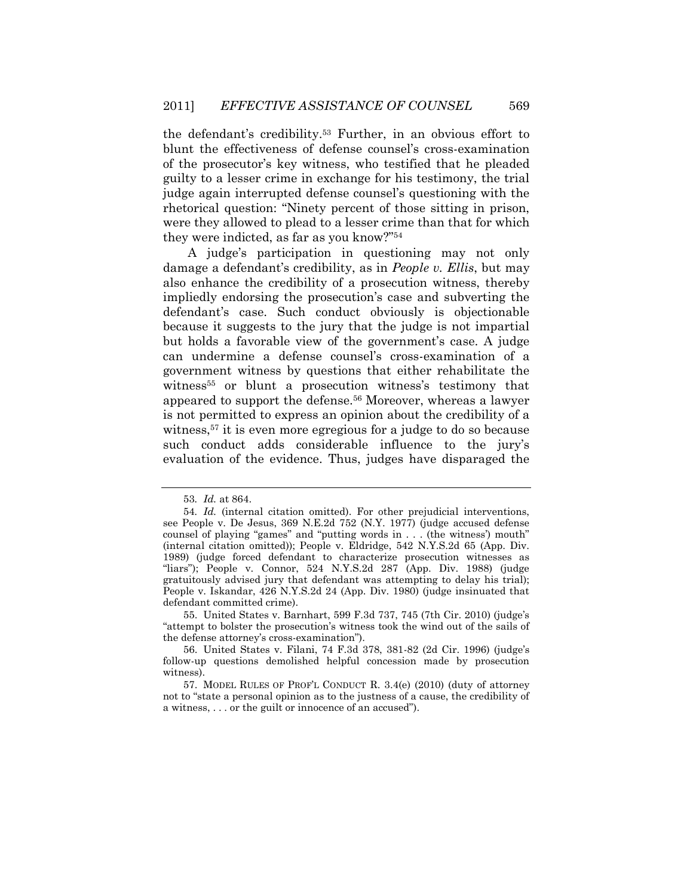the defendant's credibility.[53] Further, in an obvious effort to blunt the effectiveness of defense counsel's cross-examination of the prosecutor's key witness, who testified that he pleaded guilty to a lesser crime in exchange for his testimony, the trial judge again interrupted defense counsel's questioning with the rhetorical question: "Ninety percent of those sitting in prison, were they allowed to plead to a lesser crime than that for which they were indicted, as far as you know?"[54]

A judge's participation in questioning may not only damage a defendant's credibility, as in *People v. Ellis*, but may also enhance the credibility of a prosecution witness, thereby impliedly endorsing the prosecution's case and subverting the defendant's case. Such conduct obviously is objectionable because it suggests to the jury that the judge is not impartial but holds a favorable view of the government's case. A judge can undermine a defense counsel's cross-examination of a government witness by questions that either rehabilitate the witness[55] or blunt a prosecution witness's testimony that appeared to support the defense.[56] Moreover, whereas a lawyer is not permitted to express an opinion about the credibility of a witness,[57] it is even more egregious for a judge to do so because such conduct adds considerable influence to the jury's evaluation of the evidence. Thus, judges have disparaged the

---

53. *Id.* at 864.

54. *Id.* (internal citation omitted). For other prejudicial interventions, see People v. De Jesus, 369 N.E.2d 752 (N.Y. 1977) (judge accused defense counsel of playing "games" and "putting words in . . . (the witness') mouth" (internal citation omitted)); People v. Eldridge, 542 N.Y.S.2d 65 (App. Div. 1989) (judge forced defendant to characterize prosecution witnesses as "liars"); People v. Connor, 524 N.Y.S.2d 287 (App. Div. 1988) (judge gratuitously advised jury that defendant was attempting to delay his trial); People v. Iskandar, 426 N.Y.S.2d 24 (App. Div. 1980) (judge insinuated that defendant committed crime).

55. United States v. Barnhart, 599 F.3d 737, 745 (7th Cir. 2010) (judge's "attempt to bolster the prosecution's witness took the wind out of the sails of the defense attorney's cross-examination").

56. United States v. Filani, 74 F.3d 378, 381-82 (2d Cir. 1996) (judge's follow-up questions demolished helpful concession made by prosecution witness).

57. MODEL RULES OF PROF'L CONDUCT R. 3.4(e) (2010) (duty of attorney not to "state a personal opinion as to the justness of a cause, the credibility of a witness, . . . or the guilt or innocence of an accused").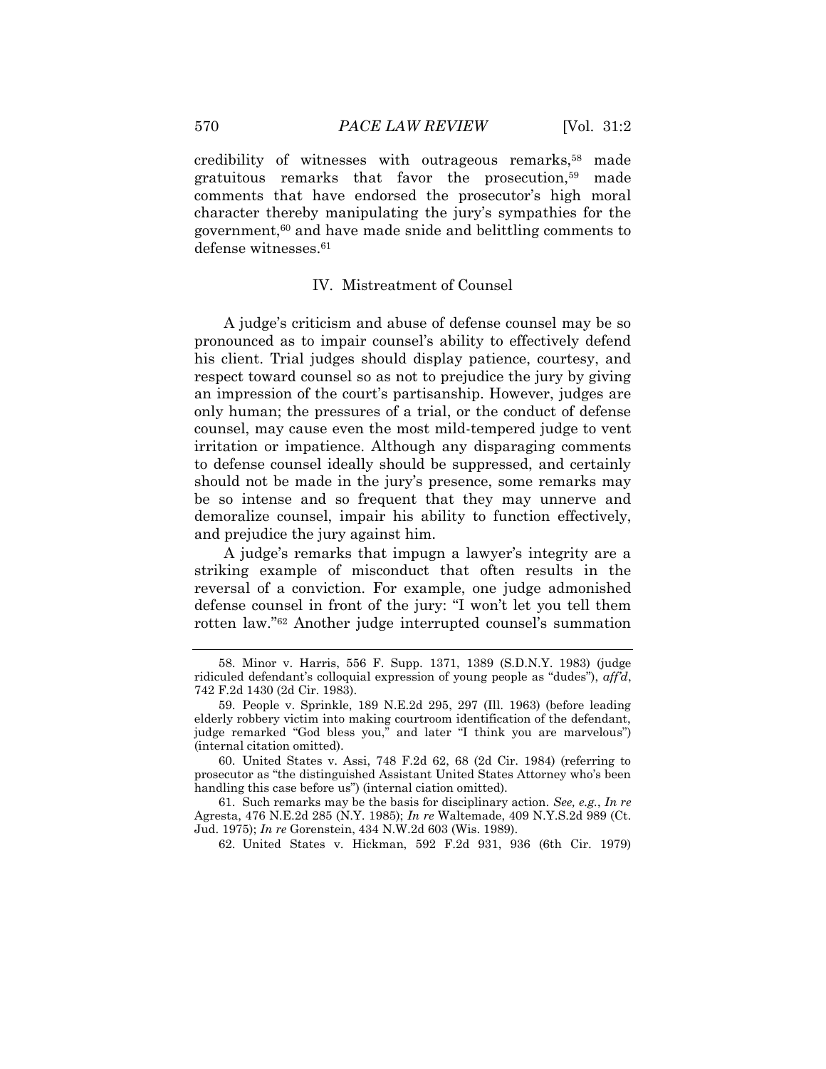credibility of witnesses with outrageous remarks,[58] made gratuitous remarks that favor the prosecution,[59] made comments that have endorsed the prosecutor's high moral character thereby manipulating the jury's sympathies for the government,[60] and have made snide and belittling comments to defense witnesses.[61]

## IV. Mistreatment of Counsel

A judge's criticism and abuse of defense counsel may be so pronounced as to impair counsel's ability to effectively defend his client. Trial judges should display patience, courtesy, and respect toward counsel so as not to prejudice the jury by giving an impression of the court's partisanship. However, judges are only human; the pressures of a trial, or the conduct of defense counsel, may cause even the most mild-tempered judge to vent irritation or impatience. Although any disparaging comments to defense counsel ideally should be suppressed, and certainly should not be made in the jury's presence, some remarks may be so intense and so frequent that they may unnerve and demoralize counsel, impair his ability to function effectively, and prejudice the jury against him.

A judge's remarks that impugn a lawyer's integrity are a striking example of misconduct that often results in the reversal of a conviction. For example, one judge admonished defense counsel in front of the jury: "I won't let you tell them rotten law."[62] Another judge interrupted counsel's summation

---

58. Minor v. Harris, 556 F. Supp. 1371, 1389 (S.D.N.Y. 1983) (judge ridiculed defendant's colloquial expression of young people as "dudes"), *aff'd*, 742 F.2d 1430 (2d Cir. 1983).

59. People v. Sprinkle, 189 N.E.2d 295, 297 (Ill. 1963) (before leading elderly robbery victim into making courtroom identification of the defendant, judge remarked "God bless you," and later "I think you are marvelous") (internal citation omitted).

60. United States v. Assi, 748 F.2d 62, 68 (2d Cir. 1984) (referring to prosecutor as "the distinguished Assistant United States Attorney who's been handling this case before us") (internal ciation omitted).

61. Such remarks may be the basis for disciplinary action. *See, e.g.*, *In re* Agresta, 476 N.E.2d 285 (N.Y. 1985); *In re* Waltemade, 409 N.Y.S.2d 989 (Ct. Jud. 1975); *In re* Gorenstein, 434 N.W.2d 603 (Wis. 1989).

62. United States v. Hickman, 592 F.2d 931, 936 (6th Cir. 1979)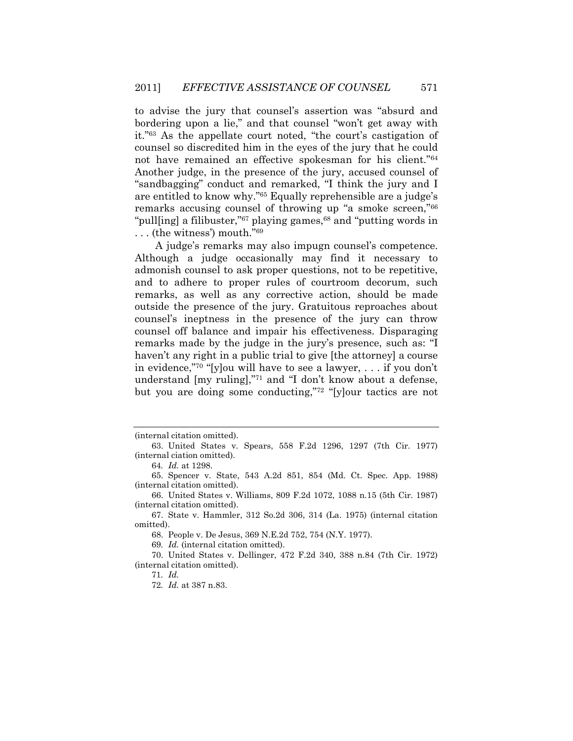to advise the jury that counsel's assertion was "absurd and bordering upon a lie," and that counsel "won't get away with it."[63] As the appellate court noted, "the court's castigation of counsel so discredited him in the eyes of the jury that he could not have remained an effective spokesman for his client."[64] Another judge, in the presence of the jury, accused counsel of "sandbagging" conduct and remarked, "I think the jury and I are entitled to know why."[65] Equally reprehensible are a judge's remarks accusing counsel of throwing up "a smoke screen,"[66] "pull[ing] a filibuster,"[67] playing games,[68] and "putting words in . . . (the witness') mouth."[69]

A judge's remarks may also impugn counsel's competence. Although a judge occasionally may find it necessary to admonish counsel to ask proper questions, not to be repetitive, and to adhere to proper rules of courtroom decorum, such remarks, as well as any corrective action, should be made outside the presence of the jury. Gratuitous reproaches about counsel's ineptness in the presence of the jury can throw counsel off balance and impair his effectiveness. Disparaging remarks made by the judge in the jury's presence, such as: "I haven't any right in a public trial to give [the attorney] a course in evidence,"[70] "[y]ou will have to see a lawyer, . . . if you don't understand [my ruling],"[71] and "I don't know about a defense, but you are doing some conducting,"[72] "[y]our tactics are not

---

(internal citation omitted).

63. United States v. Spears, 558 F.2d 1296, 1297 (7th Cir. 1977) (internal ciation omitted).

64. *Id.* at 1298.

65. Spencer v. State, 543 A.2d 851, 854 (Md. Ct. Spec. App. 1988) (internal citation omitted).

66. United States v. Williams, 809 F.2d 1072, 1088 n.15 (5th Cir. 1987) (internal citation omitted).

67. State v. Hammler, 312 So.2d 306, 314 (La. 1975) (internal citation omitted).

68. People v. De Jesus, 369 N.E.2d 752, 754 (N.Y. 1977).

69. *Id.* (internal citation omitted).

70. United States v. Dellinger, 472 F.2d 340, 388 n.84 (7th Cir. 1972) (internal citation omitted).

71. *Id.*

72. *Id.* at 387 n.83.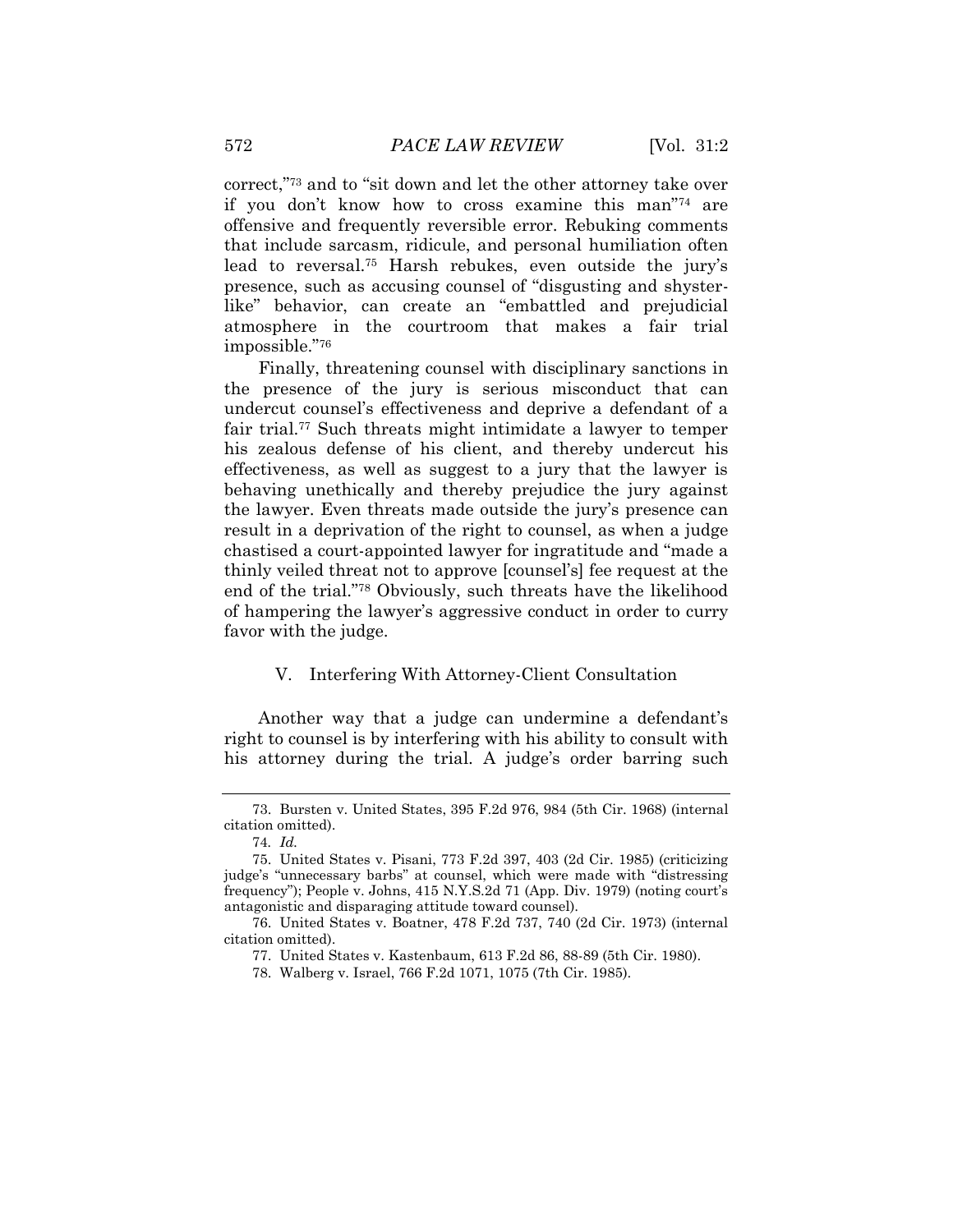correct,"[73] and to "sit down and let the other attorney take over if you don't know how to cross examine this man"[74] are offensive and frequently reversible error. Rebuking comments that include sarcasm, ridicule, and personal humiliation often lead to reversal.[75] Harsh rebukes, even outside the jury's presence, such as accusing counsel of "disgusting and shyster-like" behavior, can create an "embattled and prejudicial atmosphere in the courtroom that makes a fair trial impossible."[76]

Finally, threatening counsel with disciplinary sanctions in the presence of the jury is serious misconduct that can undercut counsel's effectiveness and deprive a defendant of a fair trial.[77] Such threats might intimidate a lawyer to temper his zealous defense of his client, and thereby undercut his effectiveness, as well as suggest to a jury that the lawyer is behaving unethically and thereby prejudice the jury against the lawyer. Even threats made outside the jury's presence can result in a deprivation of the right to counsel, as when a judge chastised a court-appointed lawyer for ingratitude and "made a thinly veiled threat not to approve [counsel's] fee request at the end of the trial."[78] Obviously, such threats have the likelihood of hampering the lawyer's aggressive conduct in order to curry favor with the judge.

## V. Interfering With Attorney-Client Consultation

Another way that a judge can undermine a defendant's right to counsel is by interfering with his ability to consult with his attorney during the trial. A judge's order barring such

---

73. Bursten v. United States, 395 F.2d 976, 984 (5th Cir. 1968) (internal citation omitted).

74. *Id.*

75. United States v. Pisani, 773 F.2d 397, 403 (2d Cir. 1985) (criticizing judge's "unnecessary barbs" at counsel, which were made with "distressing frequency"); People v. Johns, 415 N.Y.S.2d 71 (App. Div. 1979) (noting court's antagonistic and disparaging attitude toward counsel).

76. United States v. Boatner, 478 F.2d 737, 740 (2d Cir. 1973) (internal citation omitted).

77. United States v. Kastenbaum, 613 F.2d 86, 88-89 (5th Cir. 1980).

78. Walberg v. Israel, 766 F.2d 1071, 1075 (7th Cir. 1985).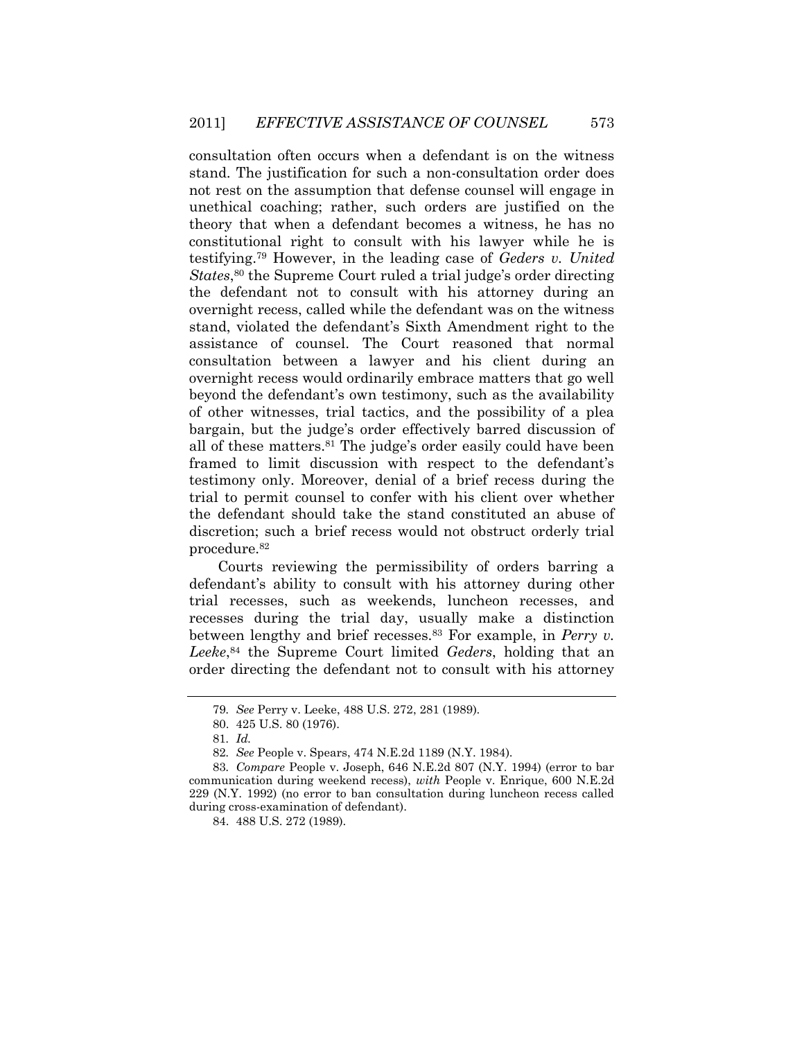consultation often occurs when a defendant is on the witness stand. The justification for such a non-consultation order does not rest on the assumption that defense counsel will engage in unethical coaching; rather, such orders are justified on the theory that when a defendant becomes a witness, he has no constitutional right to consult with his lawyer while he is testifying.[79] However, in the leading case of *Geders v. United States*,[80] the Supreme Court ruled a trial judge's order directing the defendant not to consult with his attorney during an overnight recess, called while the defendant was on the witness stand, violated the defendant's Sixth Amendment right to the assistance of counsel. The Court reasoned that normal consultation between a lawyer and his client during an overnight recess would ordinarily embrace matters that go well beyond the defendant's own testimony, such as the availability of other witnesses, trial tactics, and the possibility of a plea bargain, but the judge's order effectively barred discussion of all of these matters.[81] The judge's order easily could have been framed to limit discussion with respect to the defendant's testimony only. Moreover, denial of a brief recess during the trial to permit counsel to confer with his client over whether the defendant should take the stand constituted an abuse of discretion; such a brief recess would not obstruct orderly trial procedure.[82]

Courts reviewing the permissibility of orders barring a defendant's ability to consult with his attorney during other trial recesses, such as weekends, luncheon recesses, and recesses during the trial day, usually make a distinction between lengthy and brief recesses.[83] For example, in *Perry v. Leeke*,[84] the Supreme Court limited *Geders*, holding that an order directing the defendant not to consult with his attorney

---

79. *See* Perry v. Leeke, 488 U.S. 272, 281 (1989).

80. 425 U.S. 80 (1976).

81. *Id.*

82. *See* People v. Spears, 474 N.E.2d 1189 (N.Y. 1984).

83. *Compare* People v. Joseph, 646 N.E.2d 807 (N.Y. 1994) (error to bar communication during weekend recess), *with* People v. Enrique, 600 N.E.2d 229 (N.Y. 1992) (no error to ban consultation during luncheon recess called during cross-examination of defendant).

84. 488 U.S. 272 (1989).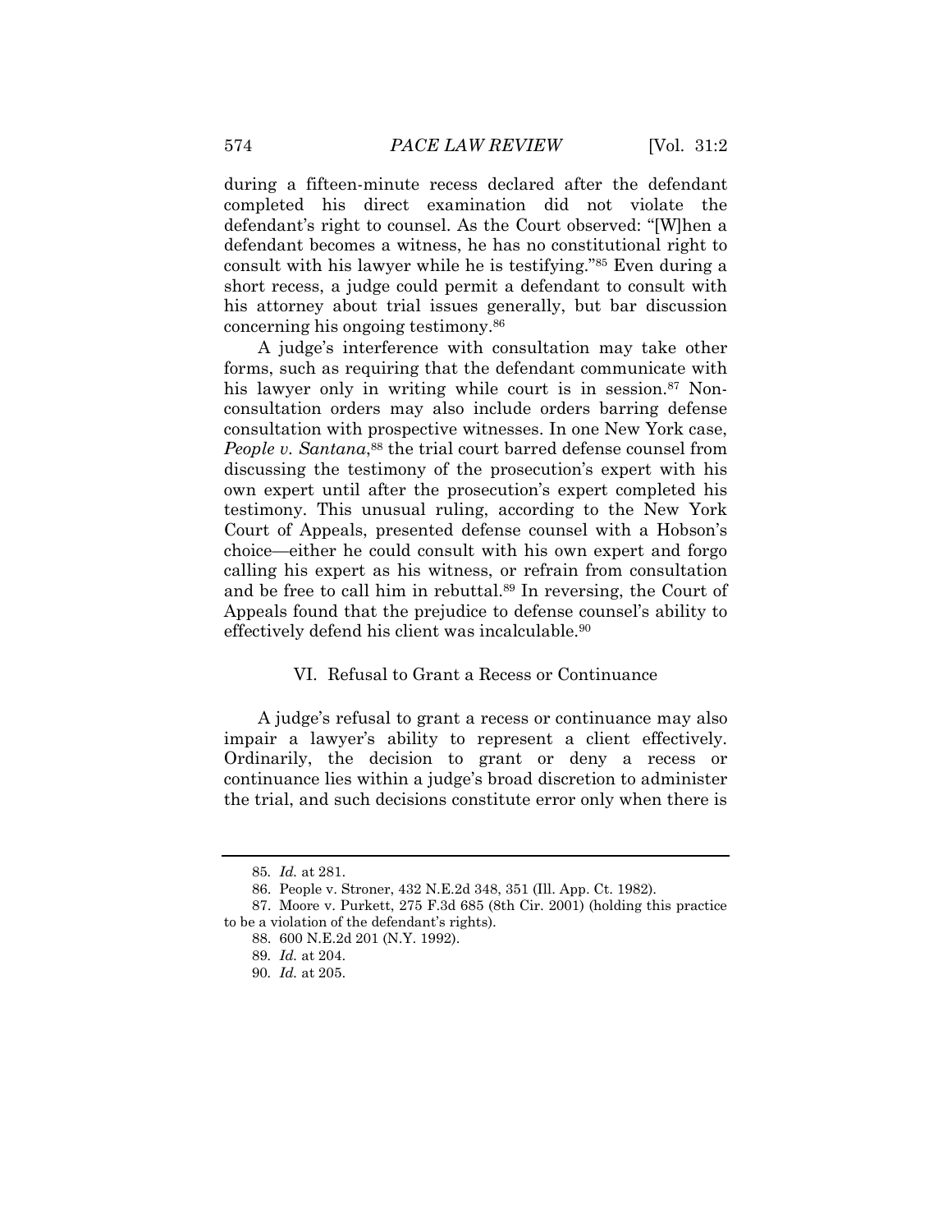during a fifteen-minute recess declared after the defendant completed his direct examination did not violate the defendant's right to counsel. As the Court observed: "[W]hen a defendant becomes a witness, he has no constitutional right to consult with his lawyer while he is testifying."[85] Even during a short recess, a judge could permit a defendant to consult with his attorney about trial issues generally, but bar discussion concerning his ongoing testimony.[86]

A judge's interference with consultation may take other forms, such as requiring that the defendant communicate with his lawyer only in writing while court is in session.[87] Non-consultation orders may also include orders barring defense consultation with prospective witnesses. In one New York case, *People v. Santana*,[88] the trial court barred defense counsel from discussing the testimony of the prosecution's expert with his own expert until after the prosecution's expert completed his testimony. This unusual ruling, according to the New York Court of Appeals, presented defense counsel with a Hobson's choice—either he could consult with his own expert and forgo calling his expert as his witness, or refrain from consultation and be free to call him in rebuttal.[89] In reversing, the Court of Appeals found that the prejudice to defense counsel's ability to effectively defend his client was incalculable.[90]

## VI. Refusal to Grant a Recess or Continuance

A judge's refusal to grant a recess or continuance may also impair a lawyer's ability to represent a client effectively. Ordinarily, the decision to grant or deny a recess or continuance lies within a judge's broad discretion to administer the trial, and such decisions constitute error only when there is

---

85. *Id.* at 281.

86. People v. Stroner, 432 N.E.2d 348, 351 (Ill. App. Ct. 1982).

87. Moore v. Purkett, 275 F.3d 685 (8th Cir. 2001) (holding this practice to be a violation of the defendant's rights).

88. 600 N.E.2d 201 (N.Y. 1992).

89. *Id.* at 204.

90. *Id.* at 205.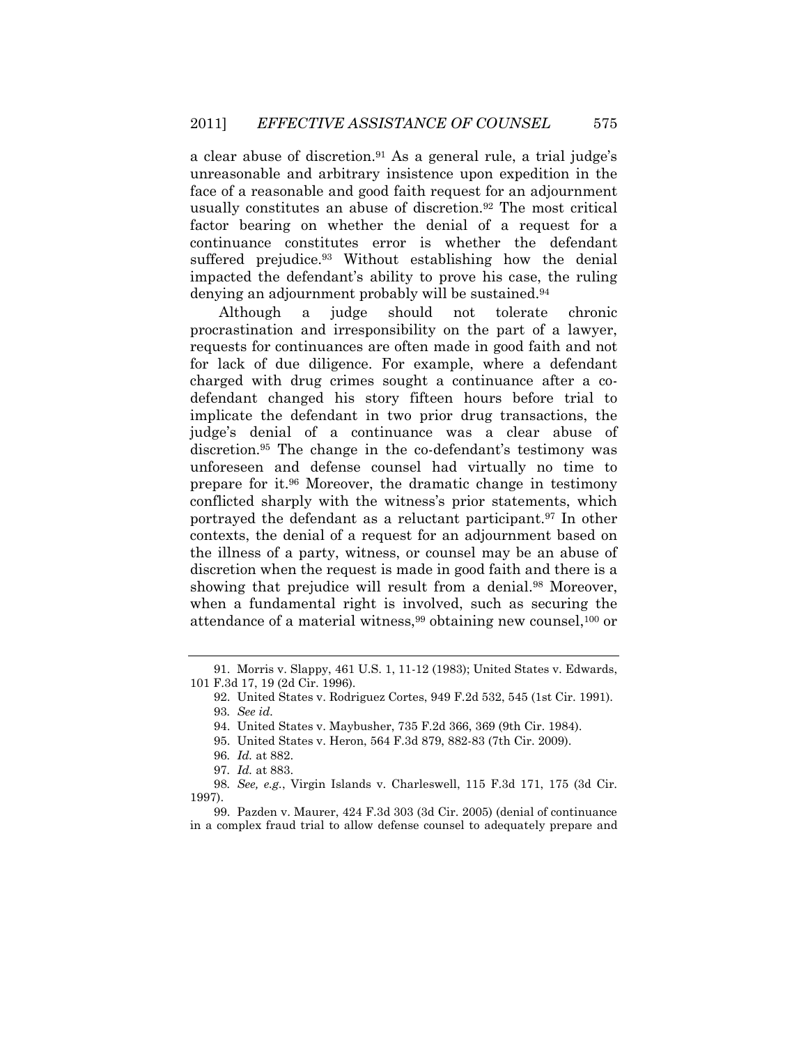a clear abuse of discretion.[91] As a general rule, a trial judge's unreasonable and arbitrary insistence upon expedition in the face of a reasonable and good faith request for an adjournment usually constitutes an abuse of discretion.[92] The most critical factor bearing on whether the denial of a request for a continuance constitutes error is whether the defendant suffered prejudice.[93] Without establishing how the denial impacted the defendant's ability to prove his case, the ruling denying an adjournment probably will be sustained.[94]

Although a judge should not tolerate chronic procrastination and irresponsibility on the part of a lawyer, requests for continuances are often made in good faith and not for lack of due diligence. For example, where a defendant charged with drug crimes sought a continuance after a co-defendant changed his story fifteen hours before trial to implicate the defendant in two prior drug transactions, the judge's denial of a continuance was a clear abuse of discretion.[95] The change in the co-defendant's testimony was unforeseen and defense counsel had virtually no time to prepare for it.[96] Moreover, the dramatic change in testimony conflicted sharply with the witness's prior statements, which portrayed the defendant as a reluctant participant.[97] In other contexts, the denial of a request for an adjournment based on the illness of a party, witness, or counsel may be an abuse of discretion when the request is made in good faith and there is a showing that prejudice will result from a denial.[98] Moreover, when a fundamental right is involved, such as securing the attendance of a material witness,[99] obtaining new counsel,[100] or

---

91. Morris v. Slappy, 461 U.S. 1, 11-12 (1983); United States v. Edwards, 101 F.3d 17, 19 (2d Cir. 1996).

92. United States v. Rodriguez Cortes, 949 F.2d 532, 545 (1st Cir. 1991).

93. *See id.*

94. United States v. Maybusher, 735 F.2d 366, 369 (9th Cir. 1984).

95. United States v. Heron, 564 F.3d 879, 882-83 (7th Cir. 2009).

96. *Id.* at 882.

97. *Id.* at 883.

98. *See, e.g.*, Virgin Islands v. Charleswell, 115 F.3d 171, 175 (3d Cir. 1997).

99. Pazden v. Maurer, 424 F.3d 303 (3d Cir. 2005) (denial of continuance in a complex fraud trial to allow defense counsel to adequately prepare and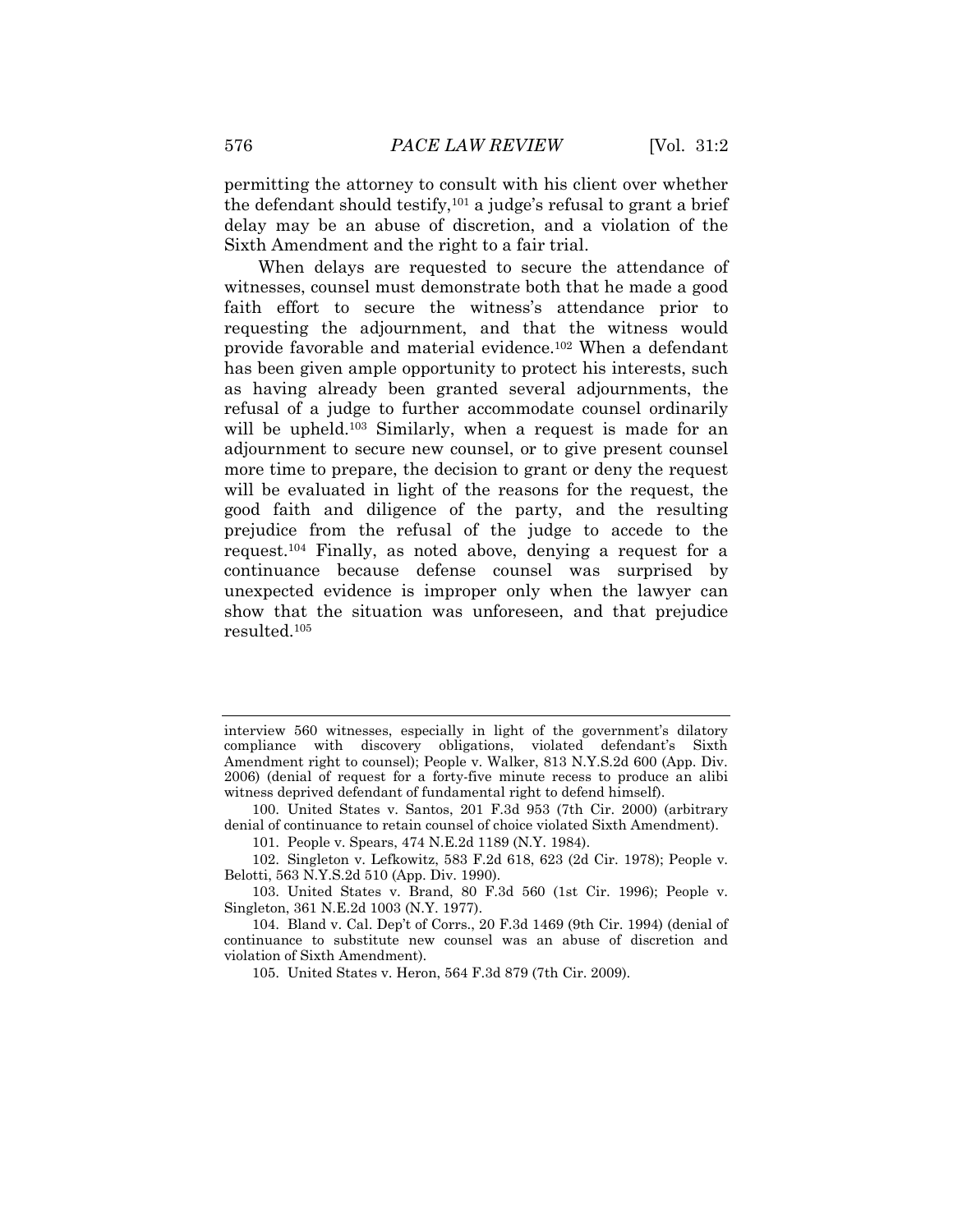permitting the attorney to consult with his client over whether the defendant should testify,[101] a judge's refusal to grant a brief delay may be an abuse of discretion, and a violation of the Sixth Amendment and the right to a fair trial.

When delays are requested to secure the attendance of witnesses, counsel must demonstrate both that he made a good faith effort to secure the witness's attendance prior to requesting the adjournment, and that the witness would provide favorable and material evidence.[102] When a defendant has been given ample opportunity to protect his interests, such as having already been granted several adjournments, the refusal of a judge to further accommodate counsel ordinarily will be upheld.[103] Similarly, when a request is made for an adjournment to secure new counsel, or to give present counsel more time to prepare, the decision to grant or deny the request will be evaluated in light of the reasons for the request, the good faith and diligence of the party, and the resulting prejudice from the refusal of the judge to accede to the request.[104] Finally, as noted above, denying a request for a continuance because defense counsel was surprised by unexpected evidence is improper only when the lawyer can show that the situation was unforeseen, and that prejudice resulted.[105]

---

interview 560 witnesses, especially in light of the government's dilatory compliance with discovery obligations, violated defendant's Sixth Amendment right to counsel); People v. Walker, 813 N.Y.S.2d 600 (App. Div. 2006) (denial of request for a forty-five minute recess to produce an alibi witness deprived defendant of fundamental right to defend himself).

100. United States v. Santos, 201 F.3d 953 (7th Cir. 2000) (arbitrary denial of continuance to retain counsel of choice violated Sixth Amendment).

101. People v. Spears, 474 N.E.2d 1189 (N.Y. 1984).

102. Singleton v. Lefkowitz, 583 F.2d 618, 623 (2d Cir. 1978); People v. Belotti, 563 N.Y.S.2d 510 (App. Div. 1990).

103. United States v. Brand, 80 F.3d 560 (1st Cir. 1996); People v. Singleton, 361 N.E.2d 1003 (N.Y. 1977).

104. Bland v. Cal. Dep't of Corrs., 20 F.3d 1469 (9th Cir. 1994) (denial of continuance to substitute new counsel was an abuse of discretion and violation of Sixth Amendment).

105. United States v. Heron, 564 F.3d 879 (7th Cir. 2009).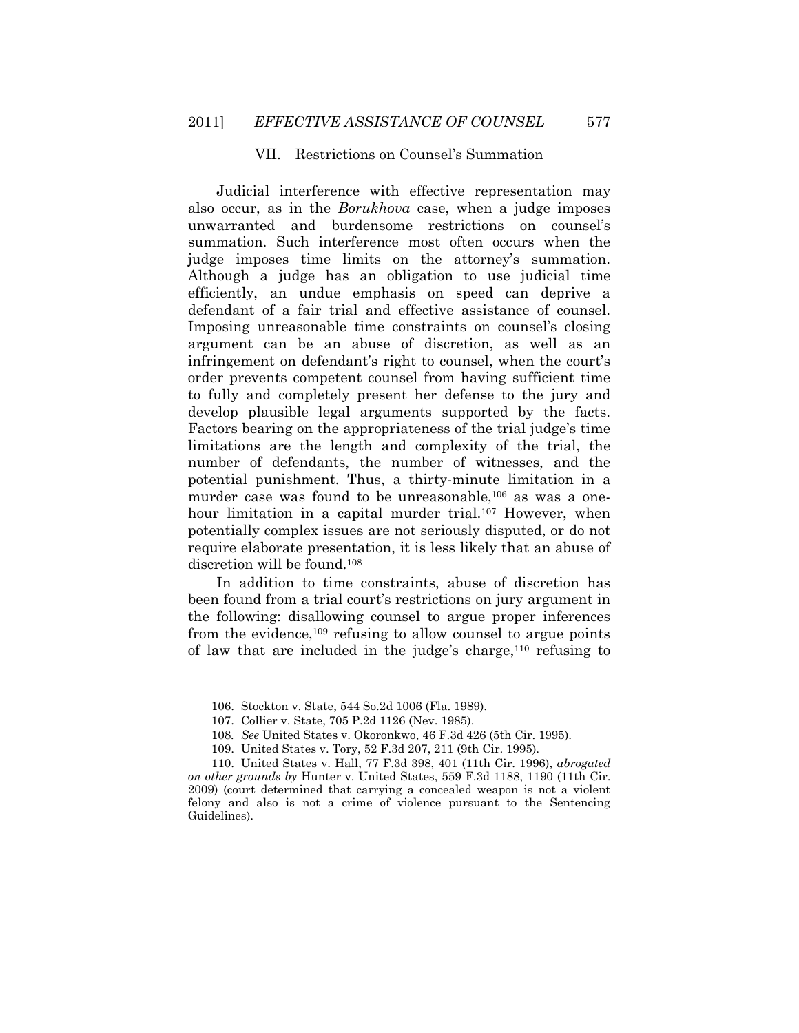## VII. Restrictions on Counsel's Summation

Judicial interference with effective representation may also occur, as in the *Borukhova* case, when a judge imposes unwarranted and burdensome restrictions on counsel's summation. Such interference most often occurs when the judge imposes time limits on the attorney's summation. Although a judge has an obligation to use judicial time efficiently, an undue emphasis on speed can deprive a defendant of a fair trial and effective assistance of counsel. Imposing unreasonable time constraints on counsel's closing argument can be an abuse of discretion, as well as an infringement on defendant's right to counsel, when the court's order prevents competent counsel from having sufficient time to fully and completely present her defense to the jury and develop plausible legal arguments supported by the facts. Factors bearing on the appropriateness of the trial judge's time limitations are the length and complexity of the trial, the number of defendants, the number of witnesses, and the potential punishment. Thus, a thirty-minute limitation in a murder case was found to be unreasonable,[106] as was a one-hour limitation in a capital murder trial.[107] However, when potentially complex issues are not seriously disputed, or do not require elaborate presentation, it is less likely that an abuse of discretion will be found.[108]

In addition to time constraints, abuse of discretion has been found from a trial court's restrictions on jury argument in the following: disallowing counsel to argue proper inferences from the evidence,[109] refusing to allow counsel to argue points of law that are included in the judge's charge,[110] refusing to

---

106. Stockton v. State, 544 So.2d 1006 (Fla. 1989).

107. Collier v. State, 705 P.2d 1126 (Nev. 1985).

108. *See* United States v. Okoronkwo, 46 F.3d 426 (5th Cir. 1995).

109. United States v. Tory, 52 F.3d 207, 211 (9th Cir. 1995).

110. United States v. Hall, 77 F.3d 398, 401 (11th Cir. 1996), *abrogated on other grounds by* Hunter v. United States, 559 F.3d 1188, 1190 (11th Cir. 2009) (court determined that carrying a concealed weapon is not a violent felony and also is not a crime of violence pursuant to the Sentencing Guidelines).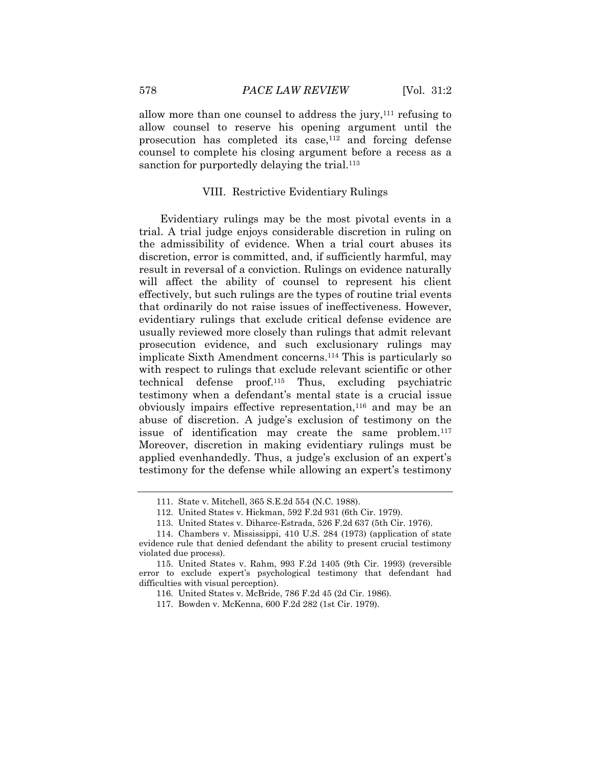allow more than one counsel to address the jury,[111] refusing to allow counsel to reserve his opening argument until the prosecution has completed its case,[112] and forcing defense counsel to complete his closing argument before a recess as a sanction for purportedly delaying the trial.[113]

## VIII. Restrictive Evidentiary Rulings

Evidentiary rulings may be the most pivotal events in a trial. A trial judge enjoys considerable discretion in ruling on the admissibility of evidence. When a trial court abuses its discretion, error is committed, and, if sufficiently harmful, may result in reversal of a conviction. Rulings on evidence naturally will affect the ability of counsel to represent his client effectively, but such rulings are the types of routine trial events that ordinarily do not raise issues of ineffectiveness. However, evidentiary rulings that exclude critical defense evidence are usually reviewed more closely than rulings that admit relevant prosecution evidence, and such exclusionary rulings may implicate Sixth Amendment concerns.[114] This is particularly so with respect to rulings that exclude relevant scientific or other technical defense proof.[115] Thus, excluding psychiatric testimony when a defendant's mental state is a crucial issue obviously impairs effective representation,[116] and may be an abuse of discretion. A judge's exclusion of testimony on the issue of identification may create the same problem.[117] Moreover, discretion in making evidentiary rulings must be applied evenhandedly. Thus, a judge's exclusion of an expert's testimony for the defense while allowing an expert's testimony

111. State v. Mitchell, 365 S.E.2d 554 (N.C. 1988).

112. United States v. Hickman, 592 F.2d 931 (6th Cir. 1979).

113. United States v. Diharce-Estrada, 526 F.2d 637 (5th Cir. 1976).

114. Chambers v. Mississippi, 410 U.S. 284 (1973) (application of state evidence rule that denied defendant the ability to present crucial testimony violated due process).

115. United States v. Rahm, 993 F.2d 1405 (9th Cir. 1993) (reversible error to exclude expert's psychological testimony that defendant had difficulties with visual perception).

116. United States v. McBride, 786 F.2d 45 (2d Cir. 1986).

117. Bowden v. McKenna, 600 F.2d 282 (1st Cir. 1979).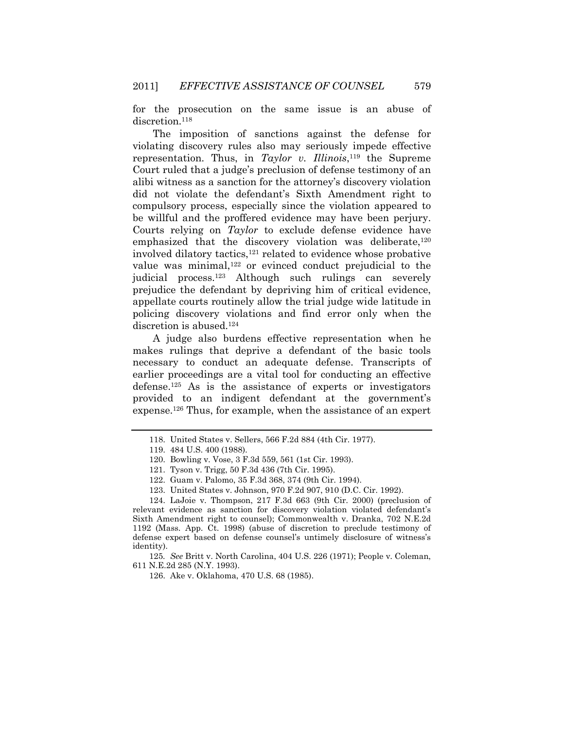for the prosecution on the same issue is an abuse of discretion.[118]

The imposition of sanctions against the defense for violating discovery rules also may seriously impede effective representation. Thus, in *Taylor v. Illinois*,[119] the Supreme Court ruled that a judge's preclusion of defense testimony of an alibi witness as a sanction for the attorney's discovery violation did not violate the defendant's Sixth Amendment right to compulsory process, especially since the violation appeared to be willful and the proffered evidence may have been perjury. Courts relying on *Taylor* to exclude defense evidence have emphasized that the discovery violation was deliberate,[120] involved dilatory tactics,[121] related to evidence whose probative value was minimal,[122] or evinced conduct prejudicial to the judicial process.[123] Although such rulings can severely prejudice the defendant by depriving him of critical evidence, appellate courts routinely allow the trial judge wide latitude in policing discovery violations and find error only when the discretion is abused.[124]

A judge also burdens effective representation when he makes rulings that deprive a defendant of the basic tools necessary to conduct an adequate defense. Transcripts of earlier proceedings are a vital tool for conducting an effective defense.[125] As is the assistance of experts or investigators provided to an indigent defendant at the government's expense.[126] Thus, for example, when the assistance of an expert

---

118. United States v. Sellers, 566 F.2d 884 (4th Cir. 1977).

119. 484 U.S. 400 (1988).

120. Bowling v. Vose, 3 F.3d 559, 561 (1st Cir. 1993).

121. Tyson v. Trigg, 50 F.3d 436 (7th Cir. 1995).

122. Guam v. Palomo, 35 F.3d 368, 374 (9th Cir. 1994).

123. United States v. Johnson, 970 F.2d 907, 910 (D.C. Cir. 1992).

124. LaJoie v. Thompson, 217 F.3d 663 (9th Cir. 2000) (preclusion of relevant evidence as sanction for discovery violation violated defendant's Sixth Amendment right to counsel); Commonwealth v. Dranka, 702 N.E.2d 1192 (Mass. App. Ct. 1998) (abuse of discretion to preclude testimony of defense expert based on defense counsel's untimely disclosure of witness's identity).

125. *See* Britt v. North Carolina, 404 U.S. 226 (1971); People v. Coleman, 611 N.E.2d 285 (N.Y. 1993).

126. Ake v. Oklahoma, 470 U.S. 68 (1985).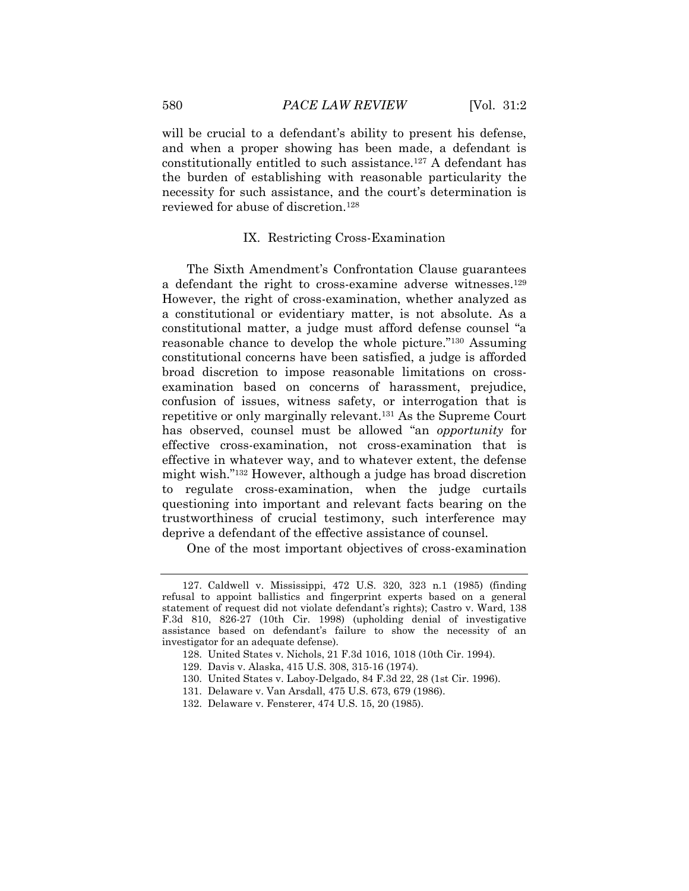will be crucial to a defendant's ability to present his defense, and when a proper showing has been made, a defendant is constitutionally entitled to such assistance.[127] A defendant has the burden of establishing with reasonable particularity the necessity for such assistance, and the court's determination is reviewed for abuse of discretion.[128]

## IX. Restricting Cross-Examination

The Sixth Amendment's Confrontation Clause guarantees a defendant the right to cross-examine adverse witnesses.[129] However, the right of cross-examination, whether analyzed as a constitutional or evidentiary matter, is not absolute. As a constitutional matter, a judge must afford defense counsel "a reasonable chance to develop the whole picture."[130] Assuming constitutional concerns have been satisfied, a judge is afforded broad discretion to impose reasonable limitations on cross-examination based on concerns of harassment, prejudice, confusion of issues, witness safety, or interrogation that is repetitive or only marginally relevant.[131] As the Supreme Court has observed, counsel must be allowed "an *opportunity* for effective cross-examination, not cross-examination that is effective in whatever way, and to whatever extent, the defense might wish."[132] However, although a judge has broad discretion to regulate cross-examination, when the judge curtails questioning into important and relevant facts bearing on the trustworthiness of crucial testimony, such interference may deprive a defendant of the effective assistance of counsel.

One of the most important objectives of cross-examination

---

127. Caldwell v. Mississippi, 472 U.S. 320, 323 n.1 (1985) (finding refusal to appoint ballistics and fingerprint experts based on a general statement of request did not violate defendant's rights); Castro v. Ward, 138 F.3d 810, 826-27 (10th Cir. 1998) (upholding denial of investigative assistance based on defendant's failure to show the necessity of an investigator for an adequate defense).

128. United States v. Nichols, 21 F.3d 1016, 1018 (10th Cir. 1994).

129. Davis v. Alaska, 415 U.S. 308, 315-16 (1974).

130. United States v. Laboy-Delgado, 84 F.3d 22, 28 (1st Cir. 1996).

131. Delaware v. Van Arsdall, 475 U.S. 673, 679 (1986).

132. Delaware v. Fensterer, 474 U.S. 15, 20 (1985).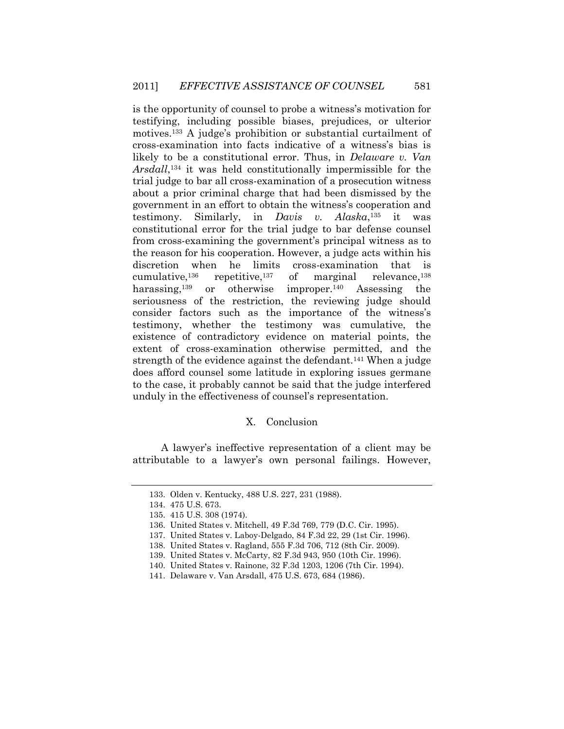is the opportunity of counsel to probe a witness's motivation for testifying, including possible biases, prejudices, or ulterior motives.[133] A judge's prohibition or substantial curtailment of cross-examination into facts indicative of a witness's bias is likely to be a constitutional error. Thus, in *Delaware v. Van Arsdall*,[134] it was held constitutionally impermissible for the trial judge to bar all cross-examination of a prosecution witness about a prior criminal charge that had been dismissed by the government in an effort to obtain the witness's cooperation and testimony. Similarly, in *Davis v. Alaska*,[135] it was constitutional error for the trial judge to bar defense counsel from cross-examining the government's principal witness as to the reason for his cooperation. However, a judge acts within his discretion when he limits cross-examination that is cumulative,[136] repetitive,[137] of marginal relevance,[138] harassing,[139] or otherwise improper.[140] Assessing the seriousness of the restriction, the reviewing judge should consider factors such as the importance of the witness's testimony, whether the testimony was cumulative, the existence of contradictory evidence on material points, the extent of cross-examination otherwise permitted, and the strength of the evidence against the defendant.[141] When a judge does afford counsel some latitude in exploring issues germane to the case, it probably cannot be said that the judge interfered unduly in the effectiveness of counsel's representation.

## X. Conclusion

A lawyer's ineffective representation of a client may be attributable to a lawyer's own personal failings. However,

---

133. Olden v. Kentucky, 488 U.S. 227, 231 (1988).

134. 475 U.S. 673.

135. 415 U.S. 308 (1974).

136. United States v. Mitchell, 49 F.3d 769, 779 (D.C. Cir. 1995).

137. United States v. Laboy-Delgado, 84 F.3d 22, 29 (1st Cir. 1996).

138. United States v. Ragland, 555 F.3d 706, 712 (8th Cir. 2009).

139. United States v. McCarty, 82 F.3d 943, 950 (10th Cir. 1996).

140. United States v. Rainone, 32 F.3d 1203, 1206 (7th Cir. 1994).

141. Delaware v. Van Arsdall, 475 U.S. 673, 684 (1986).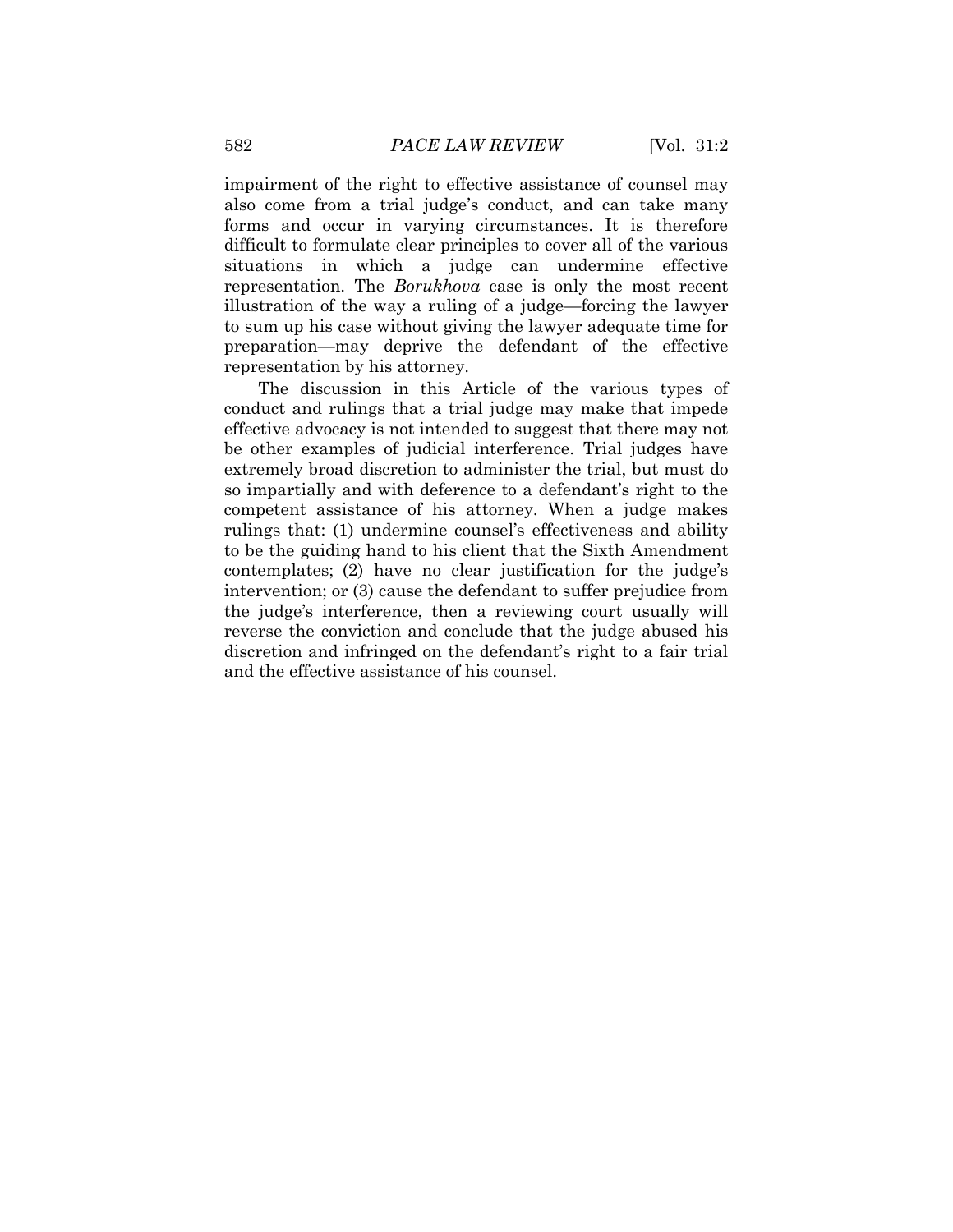impairment of the right to effective assistance of counsel may also come from a trial judge's conduct, and can take many forms and occur in varying circumstances. It is therefore difficult to formulate clear principles to cover all of the various situations in which a judge can undermine effective representation. The *Borukhova* case is only the most recent illustration of the way a ruling of a judge—forcing the lawyer to sum up his case without giving the lawyer adequate time for preparation—may deprive the defendant of the effective representation by his attorney.

The discussion in this Article of the various types of conduct and rulings that a trial judge may make that impede effective advocacy is not intended to suggest that there may not be other examples of judicial interference. Trial judges have extremely broad discretion to administer the trial, but must do so impartially and with deference to a defendant's right to the competent assistance of his attorney. When a judge makes rulings that: (1) undermine counsel's effectiveness and ability to be the guiding hand to his client that the Sixth Amendment contemplates; (2) have no clear justification for the judge's intervention; or (3) cause the defendant to suffer prejudice from the judge's interference, then a reviewing court usually will reverse the conviction and conclude that the judge abused his discretion and infringed on the defendant's right to a fair trial and the effective assistance of his counsel.